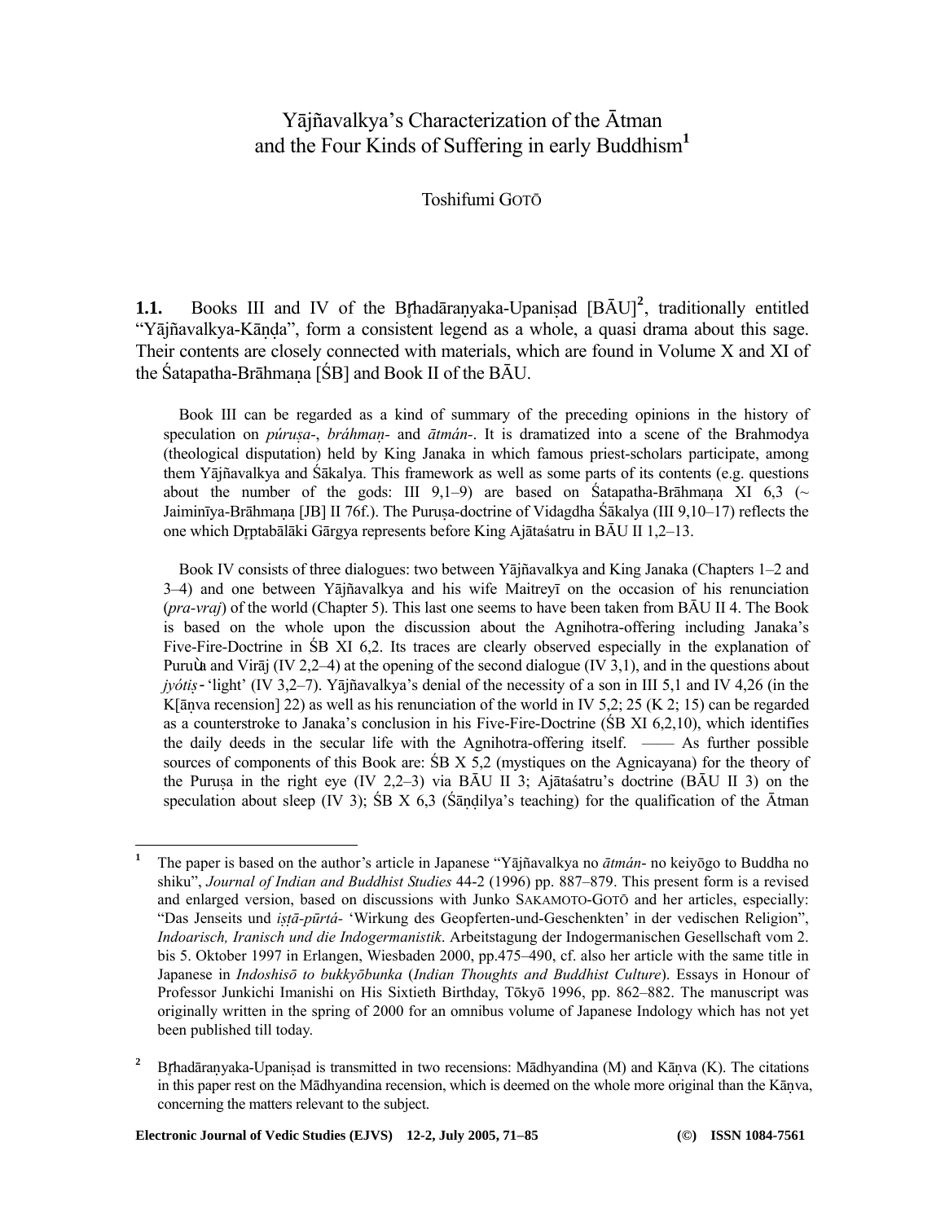# Yājñavalkya's Characterization of the Ātman and the Four Kinds of Suffering in early Buddhism[1]

Toshifumi GOTŌ

**1.1.** Books III and IV of the Bṛhadāraṇyaka-Upaniṣad [BĀU][2], traditionally entitled "Yājñavalkya-Kāṇḍa", form a consistent legend as a whole, a quasi drama about this sage. Their contents are closely connected with materials, which are found in Volume X and XI of the Śatapatha-Brāhmaṇa [ŚB] and Book II of the BĀU.

Book III can be regarded as a kind of summary of the preceding opinions in the history of speculation on *púruṣa-*, *bráhmaṇ-* and *ātmán-*. It is dramatized into a scene of the Brahmodya (theological disputation) held by King Janaka in which famous priest-scholars participate, among them Yājñavalkya and Śākalya. This framework as well as some parts of its contents (e.g. questions about the number of the gods: III 9,1–9) are based on Śatapatha-Brāhmaṇa XI 6,3 (~ Jaiminīya-Brāhmaṇa [JB] II 76f.). The Puruṣa-doctrine of Vidagdha Śākalya (III 9,10–17) reflects the one which Dṛptabālāki Gārgya represents before King Ajātaśatru in BĀU II 1,2–13.

Book IV consists of three dialogues: two between Yājñavalkya and King Janaka (Chapters 1–2 and 3–4) and one between Yājñavalkya and his wife Maitreyī on the occasion of his renunciation (*pra-vraj*) of the world (Chapter 5). This last one seems to have been taken from BĀU II 4. The Book is based on the whole upon the discussion about the Agnihotra-offering including Janaka's Five-Fire-Doctrine in ŚB XI 6,2. Its traces are clearly observed especially in the explanation of Puruṣa and Virāj (IV 2,2–4) at the opening of the second dialogue (IV 3,1), and in the questions about *jyótiṣ-* 'light' (IV 3,2–7). Yājñavalkya's denial of the necessity of a son in III 5,1 and IV 4,26 (in the K[āṇva recension] 22) as well as his renunciation of the world in IV 5,2; 25 (K 2; 15) can be regarded as a counterstroke to Janaka's conclusion in his Five-Fire-Doctrine (ŚB XI 6,2,10), which identifies the daily deeds in the secular life with the Agnihotra-offering itself. —— As further possible sources of components of this Book are: ŚB X 5,2 (mystiques on the Agnicayana) for the theory of the Puruṣa in the right eye (IV 2,2–3) via BĀU II 3; Ajātaśatru's doctrine (BĀU II 3) on the speculation about sleep (IV 3); ŚB X 6,3 (Śāṇḍilya's teaching) for the qualification of the Ātman

---

[1] The paper is based on the author's article in Japanese "Yājñavalkya no *ātmán-* no keiyōgo to Buddha no shiku", *Journal of Indian and Buddhist Studies* 44-2 (1996) pp. 887–879. This present form is a revised and enlarged version, based on discussions with Junko SAKAMOTO-GOTŌ and her articles, especially: "Das Jenseits und *iṣṭā-pūrtá-* 'Wirkung des Geopferten-und-Geschenkten' in der vedischen Religion", *Indoarisch, Iranisch und die Indogermanistik*. Arbeitstagung der Indogermanischen Gesellschaft vom 2. bis 5. Oktober 1997 in Erlangen, Wiesbaden 2000, pp.475–490, cf. also her article with the same title in Japanese in *Indoshisō to bukkyōbunka* (*Indian Thoughts and Buddhist Culture*). Essays in Honour of Professor Junkichi Imanishi on His Sixtieth Birthday, Tōkyō 1996, pp. 862–882. The manuscript was originally written in the spring of 2000 for an omnibus volume of Japanese Indology which has not yet been published till today.

[2] Bṛhadāraṇyaka-Upaniṣad is transmitted in two recensions: Mādhyandina (M) and Kāṇva (K). The citations in this paper rest on the Mādhyandina recension, which is deemed on the whole more original than the Kāṇva, concerning the matters relevant to the subject.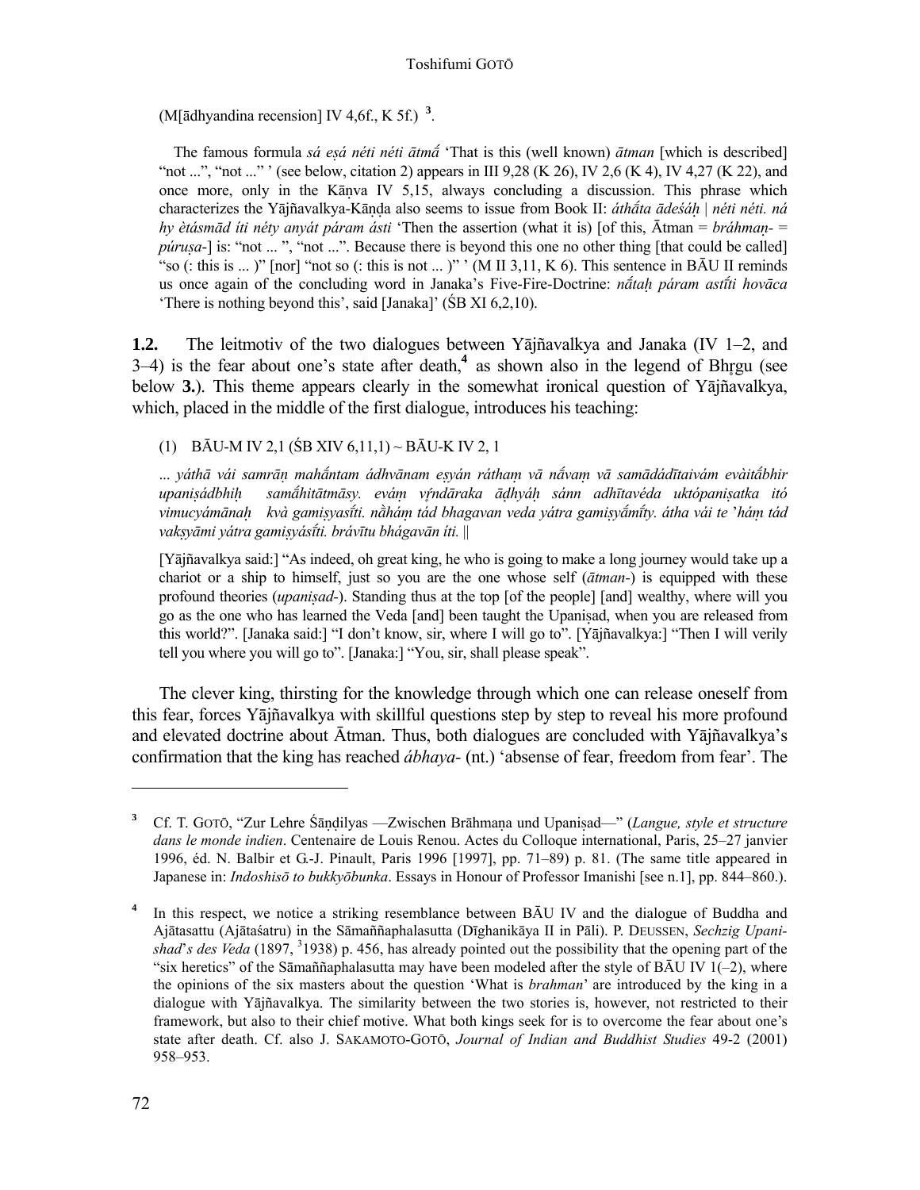(M[ādhyandina recension] IV 4,6f., K 5f.) [3].

The famous formula *sá eṣá néti néti ātmā́* 'That is this (well known) *ātman* [which is described] "not ...", "not ..." ' (see below, citation 2) appears in III 9,28 (K 26), IV 2,6 (K 4), IV 4,27 (K 22), and once more, only in the Kāṇva IV 5,15, always concluding a discussion. This phrase which characterizes the Yājñavalkya-Kāṇḍa also seems to issue from Book II: *áthā́ta ādeśáḥ | néti néti. ná hy ètásmād íti néty anyát páram ásti* 'Then the assertion (what it is) [of this, Ātman = *bráhmaṇ-* = *púruṣa-*] is: "not ... ", "not ...". Because there is beyond this one no other thing [that could be called] "so (: this is ... )" [nor] "not so (: this is not ... )" ' (M II 3,11, K 6). This sentence in BĀU II reminds us once again of the concluding word in Janaka's Five-Fire-Doctrine: *nā́taḥ páram astī́ti hovāca* 'There is nothing beyond this', said [Janaka]' (ŚB XI 6,2,10).

**1.2.** The leitmotiv of the two dialogues between Yājñavalkya and Janaka (IV 1–2, and 3–4) is the fear about one's state after death,[4] as shown also in the legend of Bhṛgu (see below **3.**). This theme appears clearly in the somewhat ironical question of Yājñavalkya, which, placed in the middle of the first dialogue, introduces his teaching:

(1) BĀU-M IV 2,1 (ŚB XIV 6,11,1) ~ BĀU-K IV 2, 1

*... yáthā vái samrāṇ mahā́ntam ádhvānam eṣyán ráthaṃ vā nā́vaṃ vā samādádītaivám evàitā́bhir upaniṣádbhiḥ samā́hitātmāsy. eváṃ vṛ́ndāraka āḍhyáḥ sánn adhītavéda uktópaniṣatka itó vimucyámānaḥ kvà gamiṣyasī́ti. nā̀háṃ tád bhagavan veda yátra gamiṣyā́mī́ty. átha vái te 'háṃ tád vakṣyāmi yátra gamiṣyásī́ti. brávītu bhágavān íti. ||*

[Yājñavalkya said:] "As indeed, oh great king, he who is going to make a long journey would take up a chariot or a ship to himself, just so you are the one whose self (*ātman-*) is equipped with these profound theories (*upaniṣad-*). Standing thus at the top [of the people] [and] wealthy, where will you go as the one who has learned the Veda [and] been taught the Upaniṣad, when you are released from this world?". [Janaka said:] "I don't know, sir, where I will go to". [Yājñavalkya:] "Then I will verily tell you where you will go to". [Janaka:] "You, sir, shall please speak".

The clever king, thirsting for the knowledge through which one can release oneself from this fear, forces Yājñavalkya with skillful questions step by step to reveal his more profound and elevated doctrine about Ātman. Thus, both dialogues are concluded with Yājñavalkya's confirmation that the king has reached *ábhaya-* (nt.) 'absense of fear, freedom from fear'. The

---

[3] Cf. T. GOTŌ, "Zur Lehre Śāṇḍilyas —Zwischen Brāhmaṇa und Upaniṣad—" (*Langue, style et structure dans le monde indien*. Centenaire de Louis Renou. Actes du Colloque international, Paris, 25–27 janvier 1996, éd. N. Balbir et G.-J. Pinault, Paris 1996 [1997], pp. 71–89) p. 81. (The same title appeared in Japanese in: *Indoshisō to bukkyōbunka*. Essays in Honour of Professor Imanishi [see n.1], pp. 844–860.).

[4] In this respect, we notice a striking resemblance between BĀU IV and the dialogue of Buddha and Ajātasattu (Ajātaśatru) in the Sāmaññaphalasutta (Dīghanikāya II in Pāli). P. DEUSSEN, *Sechzig Upanishad's des Veda* (1897, [3]1938) p. 456, has already pointed out the possibility that the opening part of the "six heretics" of the Sāmaññaphalasutta may have been modeled after the style of BĀU IV 1(–2), where the opinions of the six masters about the question 'What is *brahman*' are introduced by the king in a dialogue with Yājñavalkya. The similarity between the two stories is, however, not restricted to their framework, but also to their chief motive. What both kings seek for is to overcome the fear about one's state after death. Cf. also J. SAKAMOTO-GOTŌ, *Journal of Indian and Buddhist Studies* 49-2 (2001) 958–953.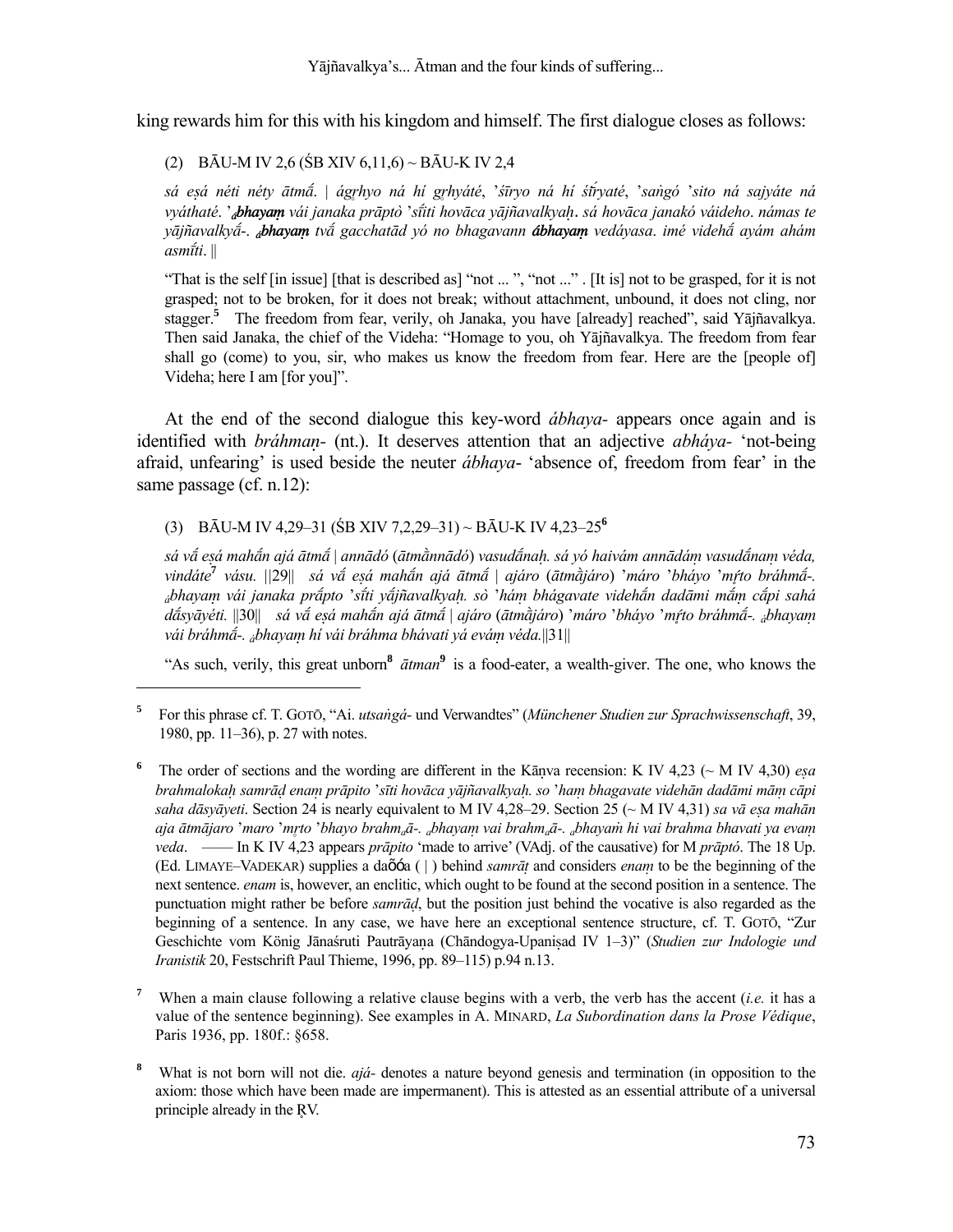king rewards him for this with his kingdom and himself. The first dialogue closes as follows:

(2) BĀU-M IV 2,6 (ŚB XIV 6,11,6) ~ BĀU-K IV 2,4

*sá eṣá néti néty ātmā́. | ágr̥hyo ná hí gr̥hyáté, 'śī́ryo ná hí śī́ryaté, 'saṅgó 'sito ná sajyáte ná vyáthaté. '**ₐbhayaṃ** vái janaka prāptò 'sī́ti hovāca yājñavalkyaḥ. sá hovāca janakó váideho. námas te yājñavalkyā́-. **ₐbhayaṃ** tvā́ gacchatād yó no bhagavann **ábhayaṃ** vedáyasa. imé videhā́ ayám ahám asmī́ti. ||*

"That is the self [in issue] [that is described as] "not ... ", "not ..." . [It is] not to be grasped, for it is not grasped; not to be broken, for it does not break; without attachment, unbound, it does not cling, nor stagger.[5] The freedom from fear, verily, oh Janaka, you have [already] reached", said Yājñavalkya. Then said Janaka, the chief of the Videha: "Homage to you, oh Yājñavalkya. The freedom from fear shall go (come) to you, sir, who makes us know the freedom from fear. Here are the [people of] Videha; here I am [for you]".

At the end of the second dialogue this key-word *ábhaya-* appears once again and is identified with *bráhmaṇ-* (nt.). It deserves attention that an adjective *abháya-* 'not-being afraid, unfearing' is used beside the neuter *ábhaya-* 'absence of, freedom from fear' in the same passage (cf. n.12):

(3) BĀU-M IV 4,29–31 (ŚB XIV 7,2,29–31) ~ BĀU-K IV 4,23–25[6]

*sá vā́ eṣá mahā́n ajá ātmā́ | annādó (ātmā̀nnādó) vasudā́naḥ. sá yó haivám annādáṃ vasudā́naṃ véda, vindáte[7] vásu. ||29|| sá vā́ eṣá mahā́n ajá ātmā́ | ajáro (ātmā̀járo) 'máro 'bháyo 'mŕ̥to bráhmā́-. ₐbhayaṃ vái janaka prā́pto 'sī́ti yā́jñavalkyaḥ. sò 'háṃ bhágavate videhā́n dadāmi mā́ṃ cā́pi sahá dā́syāyéti. ||30|| sá vā́ eṣá mahā́n ajá ātmā́ | ajáro (ātmā̀járo) 'máro 'bháyo 'mŕ̥to bráhmā́-. ₐbhayaṃ vái bráhmā́-. ₐbhayaṃ hí vái bráhma bhávati yá eváṃ véda.||31||*

"As such, verily, this great unborn[8] *ātman*[9] is a food-eater, a wealth-giver. The one, who knows the

---

[5] For this phrase cf. T. GOTŌ, "Ai. *utsaṅgá-* und Verwandtes" (*Münchener Studien zur Sprachwissenschaft*, 39, 1980, pp. 11–36), p. 27 with notes.

[6] The order of sections and the wording are different in the Kāṇva recension: K IV 4,23 (~ M IV 4,30) *eṣa brahmalokaḥ samrāḍ enaṃ prāpito 'sīti hovāca yājñavalkyaḥ. so 'haṃ bhagavate videhān dadāmi māṃ cāpi saha dāsyāyeti*. Section 24 is nearly equivalent to M IV 4,28–29. Section 25 (~ M IV 4,31) *sa vā eṣa mahān aja ātmājaro 'maro 'mr̥to 'bhayo brahmₐā-. ₐbhayaṃ vai brahmₐā-. ₐbhayaṁ hi vai brahma bhavati ya evaṃ veda*. —— In K IV 4,23 appears *prāpito* 'made to arrive' (VAdj. of the causative) for M *prāptó*. The 18 Up. (Ed. LIMAYE–VADEKAR) supplies a daṇḍa ( | ) behind *samrāṭ* and considers *enaṃ* to be the beginning of the next sentence. *enam* is, however, an enclitic, which ought to be found at the second position in a sentence. The punctuation might rather be before *samrāḍ*, but the position just behind the vocative is also regarded as the beginning of a sentence. In any case, we have here an exceptional sentence structure, cf. T. GOTŌ, "Zur Geschichte vom König Jānaśruti Pautrāyaṇa (Chāndogya-Upaniṣad IV 1–3)" (*Studien zur Indologie und Iranistik* 20, Festschrift Paul Thieme, 1996, pp. 89–115) p.94 n.13.

[7] When a main clause following a relative clause begins with a verb, the verb has the accent (*i.e.* it has a value of the sentence beginning). See examples in A. MINARD, *La Subordination dans la Prose Védique*, Paris 1936, pp. 180f.: §658.

[8] What is not born will not die. *ajá-* denotes a nature beyond genesis and termination (in opposition to the axiom: those which have been made are impermanent). This is attested as an essential attribute of a universal principle already in the R̥V.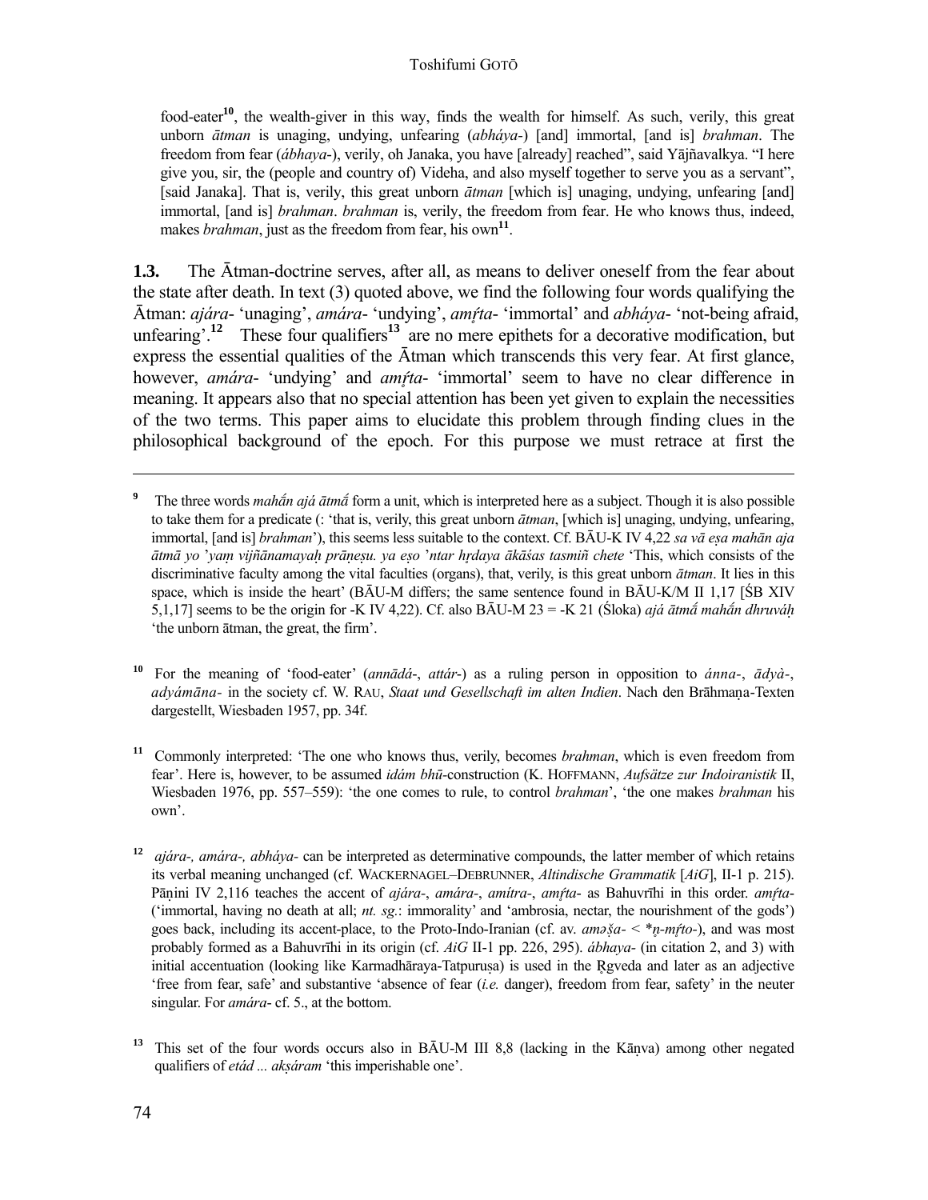food-eater[10], the wealth-giver in this way, finds the wealth for himself. As such, verily, this great unborn *ātman* is unaging, undying, unfearing (*abháya-*) [and] immortal, [and is] *brahman*. The freedom from fear (*ábhaya-*), verily, oh Janaka, you have [already] reached", said Yājñavalkya. "I here give you, sir, the (people and country of) Videha, and also myself together to serve you as a servant", [said Janaka]. That is, verily, this great unborn *ātman* [which is] unaging, undying, unfearing [and] immortal, [and is] *brahman*. *brahman* is, verily, the freedom from fear. He who knows thus, indeed, makes *brahman*, just as the freedom from fear, his own[11].

**1.3.** The Ātman-doctrine serves, after all, as means to deliver oneself from the fear about the state after death. In text (3) quoted above, we find the following four words qualifying the Ātman: *ajára-* 'unaging', *amára-* 'undying', *amṛ́ta-* 'immortal' and *abháya-* 'not-being afraid, unfearing'.[12] These four qualifiers[13] are no mere epithets for a decorative modification, but express the essential qualities of the Ātman which transcends this very fear. At first glance, however, *amára-* 'undying' and *amṛ́ta-* 'immortal' seem to have no clear difference in meaning. It appears also that no special attention has been yet given to explain the necessities of the two terms. This paper aims to elucidate this problem through finding clues in the philosophical background of the epoch. For this purpose we must retrace at first the

---

[9] The three words *mahā́n ajá ātmā́* form a unit, which is interpreted here as a subject. Though it is also possible to take them for a predicate (: 'that is, verily, this great unborn *ātman*, [which is] unaging, undying, unfearing, immortal, [and is] *brahman*'), this seems less suitable to the context. Cf. BĀU-K IV 4,22 *sa vā eṣa mahān aja ātmā yo 'yaṃ vijñānamayaḥ prāṇeṣu. ya eṣo 'ntar hṛdaya ākāśas tasmiñ chete* 'This, which consists of the discriminative faculty among the vital faculties (organs), that, verily, is this great unborn *ātman*. It lies in this space, which is inside the heart' (BĀU-M differs; the same sentence found in BĀU-K/M II 1,17 [ŚB XIV 5,1,17] seems to be the origin for -K IV 4,22). Cf. also BĀU-M 23 = -K 21 (Śloka) *ajá ātmā́ mahā́n dhruváḥ* 'the unborn ātman, the great, the firm'.

[10] For the meaning of 'food-eater' (*annādá-*, *attár-*) as a ruling person in opposition to *ánna-*, *ādyà-*, *adyámāna-* in the society cf. W. RAU, *Staat und Gesellschaft im alten Indien*. Nach den Brāhmaṇa-Texten dargestellt, Wiesbaden 1957, pp. 34f.

[11] Commonly interpreted: 'The one who knows thus, verily, becomes *brahman*, which is even freedom from fear'. Here is, however, to be assumed *idám bhū*-construction (K. HOFFMANN, *Aufsätze zur Indoiranistik* II, Wiesbaden 1976, pp. 557–559): 'the one comes to rule, to control *brahman*', 'the one makes *brahman* his own'.

[12] *ajára-, amára-, abháya-* can be interpreted as determinative compounds, the latter member of which retains its verbal meaning unchanged (cf. WACKERNAGEL–DEBRUNNER, *Altindische Grammatik* [*AiG*], II-1 p. 215). Pāṇini IV 2,116 teaches the accent of *ajára-*, *amára-*, *amítra-*, *amṛ́ta-* as Bahuvrīhi in this order. *amṛ́ta-* ('immortal, having no death at all; *nt. sg.*: immorality' and 'ambrosia, nectar, the nourishment of the gods') goes back, including its accent-place, to the Proto-Indo-Iranian (cf. av. *aməṣ̌a-* < \**n̥-mŕ̥to-*), and was most probably formed as a Bahuvrīhi in its origin (cf. *AiG* II-1 pp. 226, 295). *ábhaya-* (in citation 2, and 3) with initial accentuation (looking like Karmadhāraya-Tatpuruṣa) is used in the Ṛgveda and later as an adjective 'free from fear, safe' and substantive 'absence of fear (*i.e.* danger), freedom from fear, safety' in the neuter singular. For *amára-* cf. 5., at the bottom.

[13] This set of the four words occurs also in BĀU-M III 8,8 (lacking in the Kāṇva) among other negated qualifiers of *etád ... akṣáram* 'this imperishable one'.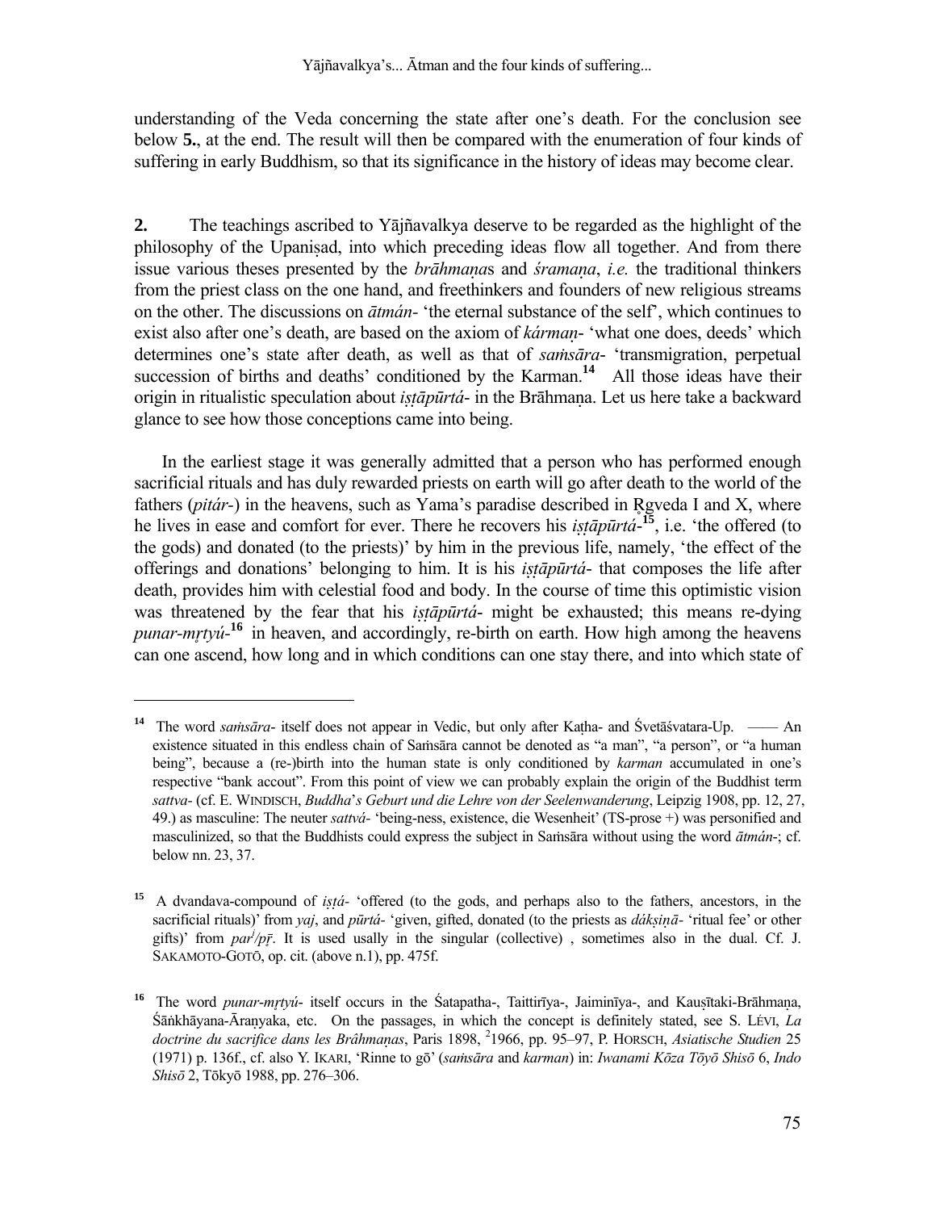understanding of the Veda concerning the state after one's death. For the conclusion see below **5.**, at the end. The result will then be compared with the enumeration of four kinds of suffering in early Buddhism, so that its significance in the history of ideas may become clear.

**2.** The teachings ascribed to Yājñavalkya deserve to be regarded as the highlight of the philosophy of the Upaniṣad, into which preceding ideas flow all together. And from there issue various theses presented by the *brāhmaṇa*s and *śramaṇa*, *i.e.* the traditional thinkers from the priest class on the one hand, and freethinkers and founders of new religious streams on the other. The discussions on *ātmán-* 'the eternal substance of the self', which continues to exist also after one's death, are based on the axiom of *kárman-* 'what one does, deeds' which determines one's state after death, as well as that of *saṁsāra-* 'transmigration, perpetual succession of births and deaths' conditioned by the Karman.[14] All those ideas have their origin in ritualistic speculation about *iṣṭāpūrtá-* in the Brāhmaṇa. Let us here take a backward glance to see how those conceptions came into being.

In the earliest stage it was generally admitted that a person who has performed enough sacrificial rituals and has duly rewarded priests on earth will go after death to the world of the fathers (*pitár-*) in the heavens, such as Yama's paradise described in Ṛgveda I and X, where he lives in ease and comfort for ever. There he recovers his *iṣṭāpūrtá-*[15], i.e. 'the offered (to the gods) and donated (to the priests)' by him in the previous life, namely, 'the effect of the offerings and donations' belonging to him. It is his *iṣṭāpūrtá-* that composes the life after death, provides him with celestial food and body. In the course of time this optimistic vision was threatened by the fear that his *iṣṭāpūrtá-* might be exhausted; this means re-dying *punar-mṛtyú-*[16] in heaven, and accordingly, re-birth on earth. How high among the heavens can one ascend, how long and in which conditions can one stay there, and into which state of

---

[14] The word *saṁsāra-* itself does not appear in Vedic, but only after Kaṭha- and Śvetāśvatara-Up. —— An existence situated in this endless chain of Saṁsāra cannot be denoted as "a man", "a person", or "a human being", because a (re-)birth into the human state is only conditioned by *karman* accumulated in one's respective "bank accout". From this point of view we can probably explain the origin of the Buddhist term *sattva-* (cf. E. WINDISCH, *Buddha's Geburt und die Lehre von der Seelenwanderung*, Leipzig 1908, pp. 12, 27, 49.) as masculine: The neuter *sattvá-* 'being-ness, existence, die Wesenheit' (TS-prose +) was personified and masculinized, so that the Buddhists could express the subject in Saṁsāra without using the word *ātmán-*; cf. below nn. 23, 37.

[15] A dvandava-compound of *iṣṭá-* 'offered (to the gods, and perhaps also to the fathers, ancestors, in the sacrificial rituals)' from *yaj*, and *pūrtá-* 'given, gifted, donated (to the priests as *dákṣiṇā-* 'ritual fee' or other gifts)' from *par$^{i}$/pṝ*. It is used usally in the singular (collective) , sometimes also in the dual. Cf. J. SAKAMOTO-GOTŌ, op. cit. (above n.1), pp. 475f.

[16] The word *punar-mṛtyú-* itself occurs in the Śatapatha-, Taittirīya-, Jaiminīya-, and Kauṣītaki-Brāhmaṇa, Śāṅkhāyana-Āraṇyaka, etc. On the passages, in which the concept is definitely stated, see S. LÉVI, *La doctrine du sacrifice dans les Brâhmaṇas*, Paris 1898, [2]1966, pp. 95–97, P. HORSCH, *Asiatische Studien* 25 (1971) p. 136f., cf. also Y. IKARI, 'Rinne to gō' (*saṁsāra* and *karman*) in: *Iwanami Kōza Tōyō Shisō* 6, *Indo Shisō* 2, Tōkyō 1988, pp. 276–306.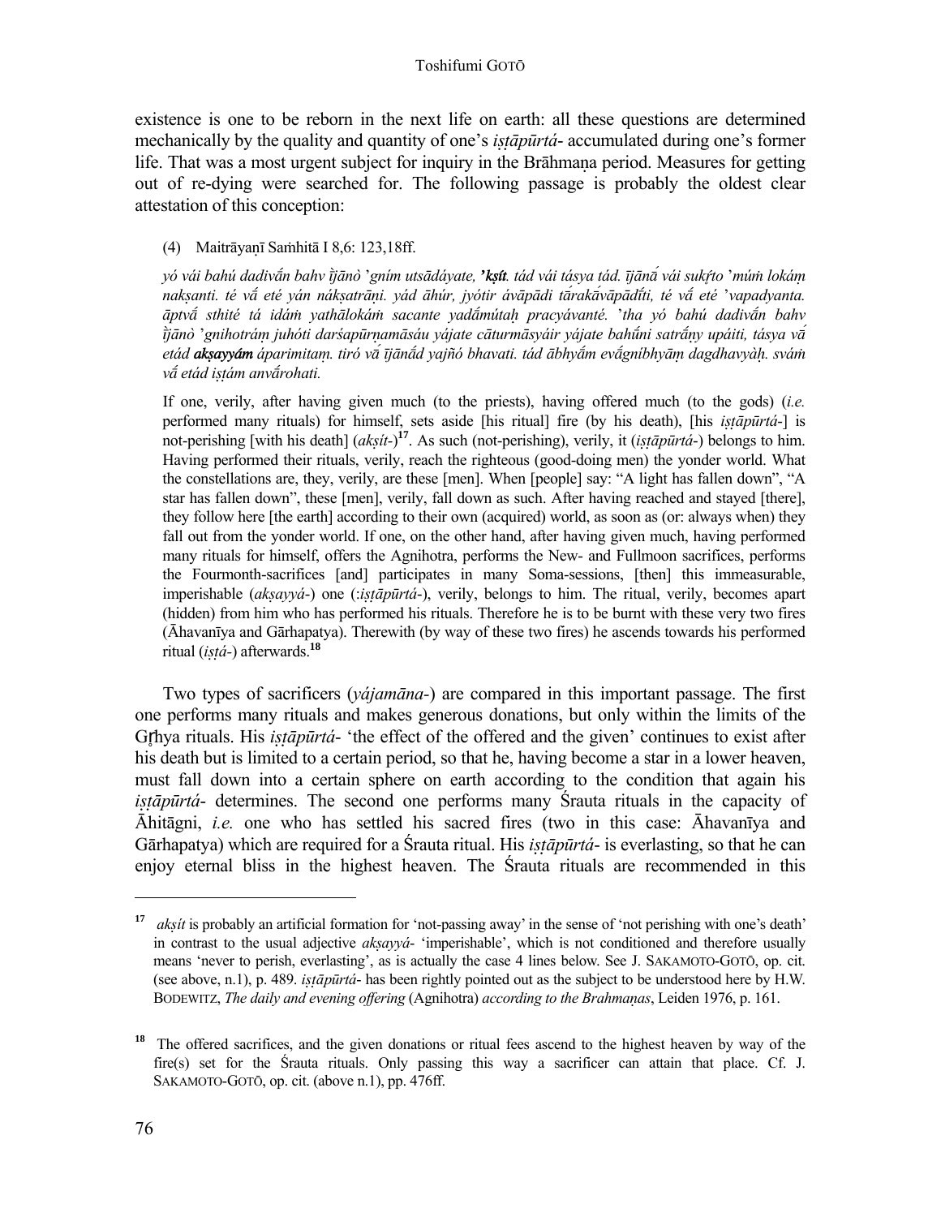existence is one to be reborn in the next life on earth: all these questions are determined mechanically by the quality and quantity of one's *iṣṭāpūrtá-* accumulated during one's former life. That was a most urgent subject for inquiry in the Brāhmaṇa period. Measures for getting out of re-dying were searched for. The following passage is probably the oldest clear attestation of this conception:

(4) Maitrāyaṇī Saṁhitā I 8,6: 123,18ff.

*yó vái bahú dadivā́n bahv ìjānò 'gním utsādáyate,* ***'kṣít****. tád vái tásya tád. ījānā́ vái sukŕ̥to 'múṁ lokáṃ nakṣanti. té vā́ eté yán nákṣatrāṇi. yád āhúr, jyótir ávāpādi tārakā́vāpādī́ti, té vā́ eté 'vapadyanta. āptvā́ sthité tá idáṁ yathālokáṁ sacante yadā́mútaḥ pracyávanté. 'tha yó bahú dadivā́n bahv ìjānò 'gnihotráṃ juhóti darśapūrṇamāsáu yájate cāturmāsyáir yájate bahū́ni satrā́ṇy upáiti, tásya vā́ etád* ***akṣayyám*** *áparimitam. tiró vā́ ījānā́d yajñó bhavati. tád ābhyā́m evā́gníbhyāṃ dagdhavyàḥ. sváṁ vā́ etád iṣṭám anvā́rohati.*

If one, verily, after having given much (to the priests), having offered much (to the gods) (*i.e.* performed many rituals) for himself, sets aside [his ritual] fire (by his death), [his *iṣṭāpūrtá-*] is not-perishing [with his death] (*akṣít-*)[17]. As such (not-perishing), verily, it (*iṣṭāpūrtá-*) belongs to him. Having performed their rituals, verily, reach the righteous (good-doing men) the yonder world. What the constellations are, they, verily, are these [men]. When [people] say: "A light has fallen down", "A star has fallen down", these [men], verily, fall down as such. After having reached and stayed [there], they follow here [the earth] according to their own (acquired) world, as soon as (or: always when) they fall out from the yonder world. If one, on the other hand, after having given much, having performed many rituals for himself, offers the Agnihotra, performs the New- and Fullmoon sacrifices, performs the Fourmonth-sacrifices [and] participates in many Soma-sessions, [then] this immeasurable, imperishable (*akṣayyá-*) one (:*iṣṭāpūrtá-*), verily, belongs to him. The ritual, verily, becomes apart (hidden) from him who has performed his rituals. Therefore he is to be burnt with these very two fires (Āhavanīya and Gārhapatya). Therewith (by way of these two fires) he ascends towards his performed ritual (*iṣṭá-*) afterwards.[18]

Two types of sacrificers (*yájamāna-*) are compared in this important passage. The first one performs many rituals and makes generous donations, but only within the limits of the Gr̥hya rituals. His *iṣṭāpūrtá-* 'the effect of the offered and the given' continues to exist after his death but is limited to a certain period, so that he, having become a star in a lower heaven, must fall down into a certain sphere on earth according to the condition that again his *iṣṭāpūrtá-* determines. The second one performs many Śrauta rituals in the capacity of Āhitāgni, *i.e.* one who has settled his sacred fires (two in this case: Āhavanīya and Gārhapatya) which are required for a Śrauta ritual. His *iṣṭāpūrtá-* is everlasting, so that he can enjoy eternal bliss in the highest heaven. The Śrauta rituals are recommended in this

---

[17] *akṣít* is probably an artificial formation for 'not-passing away' in the sense of 'not perishing with one's death' in contrast to the usual adjective *akṣayyá-* 'imperishable', which is not conditioned and therefore usually means 'never to perish, everlasting', as is actually the case 4 lines below. See J. SAKAMOTO-GOTŌ, op. cit. (see above, n.1), p. 489. *iṣṭāpūrtá-* has been rightly pointed out as the subject to be understood here by H.W. BODEWITZ, *The daily and evening offering* (Agnihotra) *according to the Brahmaṇas*, Leiden 1976, p. 161.

[18] The offered sacrifices, and the given donations or ritual fees ascend to the highest heaven by way of the fire(s) set for the Śrauta rituals. Only passing this way a sacrificer can attain that place. Cf. J. SAKAMOTO-GOTŌ, op. cit. (above n.1), pp. 476ff.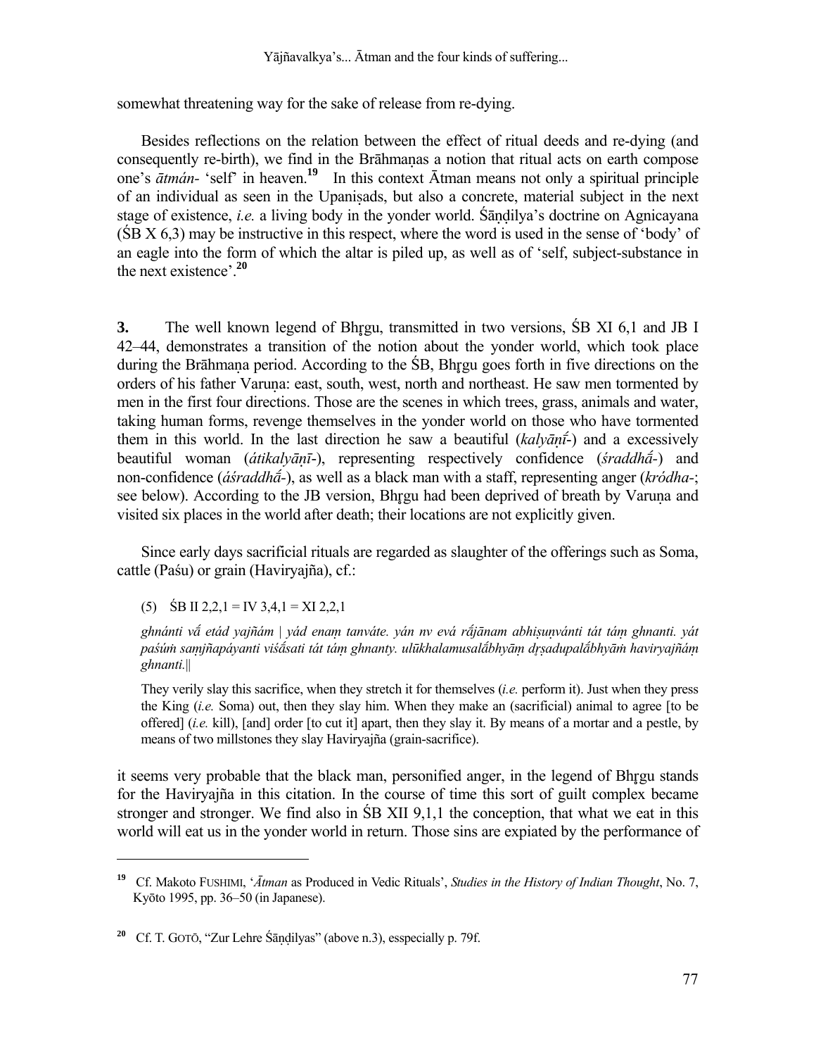somewhat threatening way for the sake of release from re-dying.

Besides reflections on the relation between the effect of ritual deeds and re-dying (and consequently re-birth), we find in the Brāhmaṇas a notion that ritual acts on earth compose one's *ātmán-* 'self' in heaven.[19] In this context Ātman means not only a spiritual principle of an individual as seen in the Upaniṣads, but also a concrete, material subject in the next stage of existence, *i.e.* a living body in the yonder world. Śāṇḍilya's doctrine on Agnicayana (ŚB X 6,3) may be instructive in this respect, where the word is used in the sense of 'body' of an eagle into the form of which the altar is piled up, as well as of 'self, subject-substance in the next existence'.[20]

**3.** The well known legend of Bhr̥gu, transmitted in two versions, ŚB XI 6,1 and JB I 42–44, demonstrates a transition of the notion about the yonder world, which took place during the Brāhmaṇa period. According to the ŚB, Bhr̥gu goes forth in five directions on the orders of his father Varuṇa: east, south, west, north and northeast. He saw men tormented by men in the first four directions. Those are the scenes in which trees, grass, animals and water, taking human forms, revenge themselves in the yonder world on those who have tormented them in this world. In the last direction he saw a beautiful (*kalyāṇī́-*) and a excessively beautiful woman (*átikalyāṇī-*), representing respectively confidence (*śraddhā́-*) and non-confidence (*áśraddhā́-*), as well as a black man with a staff, representing anger (*kródha-*; see below). According to the JB version, Bhr̥gu had been deprived of breath by Varuṇa and visited six places in the world after death; their locations are not explicitly given.

Since early days sacrificial rituals are regarded as slaughter of the offerings such as Soma, cattle (Paśu) or grain (Haviryajña), cf.:

(5) ŚB II 2,2,1 = IV 3,4,1 = XI 2,2,1

*ghnánti vā́ etád yajñám | yád enaṃ tanváte. yán nv evá rā́jānam abhiṣuṇvánti tát táṃ ghnanti. yát paśúṁ saṃjñapáyanti viśā́sati tát táṃ ghnanty. ulūkhalamusalā́bhyāṃ dr̥ṣadupalā́bhyāṁ haviryajñáṃ ghnanti.||*

They verily slay this sacrifice, when they stretch it for themselves (*i.e.* perform it). Just when they press the King (*i.e.* Soma) out, then they slay him. When they make an (sacrificial) animal to agree [to be offered] (*i.e.* kill), [and] order [to cut it] apart, then they slay it. By means of a mortar and a pestle, by means of two millstones they slay Haviryajña (grain-sacrifice).

it seems very probable that the black man, personified anger, in the legend of Bhr̥gu stands for the Haviryajña in this citation. In the course of time this sort of guilt complex became stronger and stronger. We find also in ŚB XII 9,1,1 the conception, that what we eat in this world will eat us in the yonder world in return. Those sins are expiated by the performance of

---

[19] Cf. Makoto FUSHIMI, '*Ātman* as Produced in Vedic Rituals', *Studies in the History of Indian Thought*, No. 7, Kyōto 1995, pp. 36–50 (in Japanese).

[20] Cf. T. GOTŌ, "Zur Lehre Śāṇḍilyas" (above n.3), esspecially p. 79f.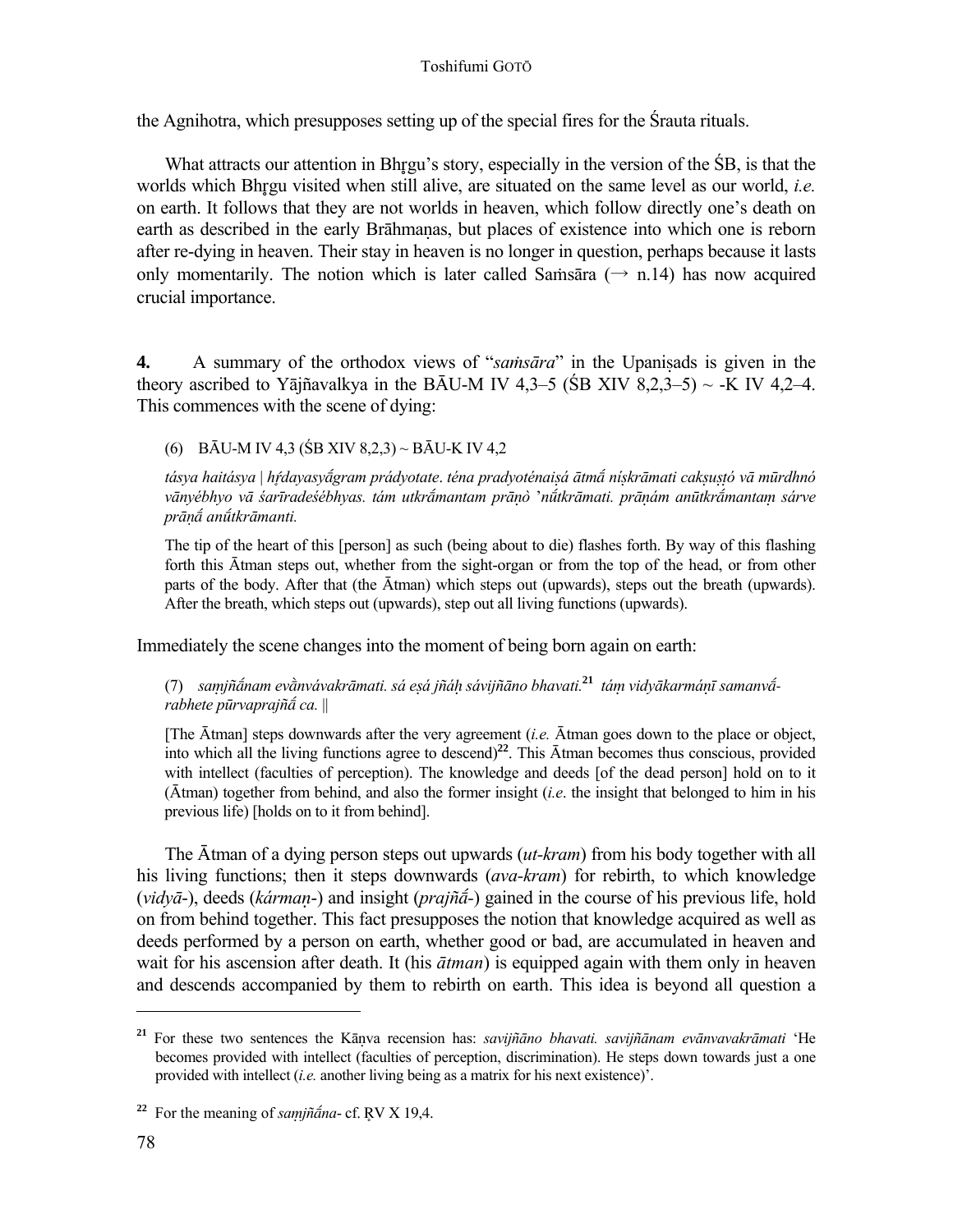the Agnihotra, which presupposes seting up of the special fires for the Śrauta rituals.

What attracts our attention in Bhṛgu's story, especially in the version of the ŚB, is that the worlds which Bhṛgu visited when still alive, are situated on the same level as our world, *i.e.* on earth. It follows that they are not worlds in heaven, which follow directly one's death on earth as described in the early Brāhmaṇas, but places of existence into which one is reborn after re-dying in heaven. Their stay in heaven is no longer in question, perhaps because it lasts only momentarily. The notion which is later called Saṁsāra (→ n.14) has now acquired crucial importance.

**4.** A summary of the orthodox views of "*saṁsāra*" in the Upaniṣads is given in the theory ascribed to Yājñavalkya in the BĀU-M IV 4,3–5 (ŚB XIV 8,2,3–5) ~ -K IV 4,2–4. This commences with the scene of dying:

(6) BĀU-M IV 4,3 (ŚB XIV 8,2,3) ~ BĀU-K IV 4,2

> *tásya haitásya | hṛ́dayasyā́gram prádyotate. téna pradyoténaiṣá ātmā́ níṣkrāmati cakṣuṣṭó vā mūrdhnó vānyébhyo vā śarīradeśébhyas. tám utkrā́mantam prāṇò 'nū́tkrāmati. prāṇám anūtkrā́mantaṃ sárve prāṇā́ anū́tkrāmanti.*
>
> The tip of the heart of this [person] as such (being about to die) flashes forth. By way of this flashing forth this Ātman steps out, whether from the sight-organ or from the top of the head, or from other parts of the body. After that (the Ātman) which steps out (upwards), steps out the breath (upwards). After the breath, which steps out (upwards), step out all living functions (upwards).

Immediately the scene changes into the moment of being born again on earth:

(7) *saṃjñā́nam evā̀nvávakrāmati. sá eṣá jñáḥ sávijñāno bhavati.*[21] *táṃ vidyākarmáṇī samanvā́rabhete pūrvaprajñā́ ca.* ||

> [The Ātman] steps downwards after the very agreement (*i.e.* Ātman goes down to the place or object, into which all the living functions agree to descend)[22]. This Ātman becomes thus conscious, provided with intellect (faculties of perception). The knowledge and deeds [of the dead person] hold on to it (Ātman) together from behind, and also the former insight (*i.e.* the insight that belonged to him in his previous life) [holds on to it from behind].

The Ātman of a dying person steps out upwards (*ut-kram*) from his body together with all his living functions; then it steps downwards (*ava-kram*) for rebirth, to which knowledge (*vidyā-*), deeds (*kármaṇ-*) and insight (*prajñā́-*) gained in the course of his previous life, hold on from behind together. This fact presupposes the notion that knowledge acquired as well as deeds performed by a person on earth, whether good or bad, are accumulated in heaven and wait for his ascension after death. It (his *ātman*) is equipped again with them only in heaven and descends accompanied by them to rebirth on earth. This idea is beyond all question a

---

[21] For these two sentences the Kāṇva recension has: *savijñāno bhavati. savijñānam evānvavakrāmati* 'He becomes provided with intellect (faculties of perception, discrimination). He steps down towards just a one provided with intellect (*i.e.* another living being as a matrix for his next existence)'.

[22] For the meaning of *saṃjñā́na-* cf. ṚV X 19,4.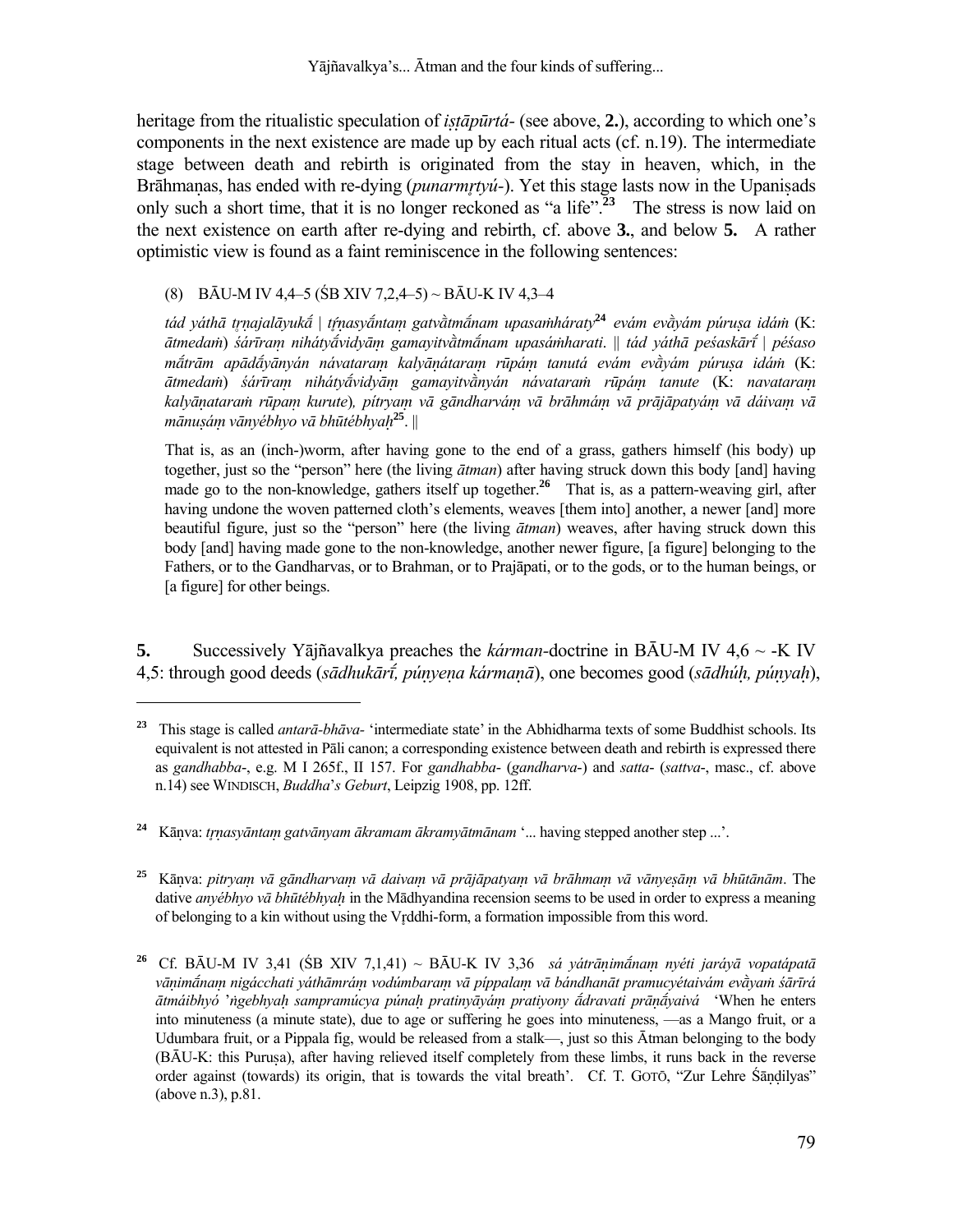heritage from the ritualistic speculation of *iṣṭāpūrtá-* (see above, **2.**), according to which one's components in the next existence are made up by each ritual acts (cf. n.19). The intermediate stage between death and rebirth is originated from the stay in heaven, which, in the Brāhmaṇas, has ended with re-dying (*punarmr̥tyú-*). Yet this stage lasts now in the Upaniṣads only such a short time, that it is no longer reckoned as "a life".[23] The stress is now laid on the next existence on earth after re-dying and rebirth, cf. above **3.**, and below **5.** A rather optimistic view is found as a faint reminiscence in the following sentences:

(8) BĀU-M IV 4,4–5 (ŚB XIV 7,2,4–5) ~ BĀU-K IV 4,3–4

*tád yáthā tr̥ṇajalāyukā́ | tŕ̥ṇasyā́ntaṃ gatvā̀tmā́nam upasaṁháraty*[24] *evám evā̀yám púruṣa idáṁ* (K: *ātmedaṁ*) *śárīraṃ nihátyā́vidyāṃ gamayitvā̀tmā́nam upasáṁharati.* ‖ *tád yáthā peśaskārī́ | péśaso mā́trām apādā́yānyán návataraṃ kalyāṇátaraṃ rūpáṃ tanutá evám evā̀yám púruṣa idáṁ* (K: *ātmedaṁ*) *śárīraṃ nihátyā́vidyāṃ gamayitvā̀nyán návataraṁ rūpáṃ tanute* (K: *navataraṃ kalyāṇataraṁ rūpaṃ kurute*)*, pítryaṃ vā gāndharváṃ vā brāhmáṃ vā prājāpatyáṃ vā dáivaṃ vā mānuṣáṃ vānyébhyo vā bhūtébhyaḥ*[25]. ‖

That is, as an (inch-)worm, after having gone to the end of a grass, gathers himself (his body) up together, just so the "person" here (the living *ātman*) after having struck down this body [and] having made go to the non-knowledge, gathers itself up together.[26] That is, as a pattern-weaving girl, after having undone the woven patterned cloth's elements, weaves [them into] another, a newer [and] more beautiful figure, just so the "person" here (the living *ātman*) weaves, after having struck down this body [and] having made gone to the non-knowledge, another newer figure, [a figure] belonging to the Fathers, or to the Gandharvas, or to Brahman, or to Prajāpati, or to the gods, or to the human beings, or [a figure] for other beings.

**5.** Successively Yājñavalkya preaches the *kárman*-doctrine in BĀU-M IV 4,6 ~ -K IV 4,5: through good deeds (*sādhukārī́, púṇyeṇa kármaṇā*), one becomes good (*sādhúḥ, púṇyaḥ*),

---

[23] This stage is called *antarā-bhāva-* 'intermediate state' in the Abhidharma texts of some Buddhist schools. Its equivalent is not attested in Pāli canon; a corresponding existence between death and rebirth is expressed there as *gandhabba-*, e.g. M I 265f., II 157. For *gandhabba-* (*gandharva-*) and *satta-* (*sattva-*, masc., cf. above n.14) see WINDISCH, *Buddha's Geburt*, Leipzig 1908, pp. 12ff.

[24] Kāṇva: *tr̥ṇasyāntaṃ gatvānyam ākramam ākramyātmānam* '... having stepped another step ...'.

[25] Kāṇva: *pitryaṃ vā gāndharvaṃ vā daivaṃ vā prājāpatyaṃ vā brāhmaṃ vā vānyeṣāṃ vā bhūtānām*. The dative *anyébhyo vā bhūtébhyaḥ* in the Mādhyandina recension seems to be used in order to express a meaning of belonging to a kin without using the Vr̥ddhi-form, a formation impossible from this word.

[26] Cf. BĀU-M IV 3,41 (ŚB XIV 7,1,41) ~ BĀU-K IV 3,36 *sá yátrāṇimā́naṃ nyéti jaráyā vopatápatā vāṇimā́naṃ nigácchati yáthāmráṃ vodúmbaraṃ vā píppalaṃ vā bándhanāt pramucyétaivám evā̀yaṁ śārīrá ātmáibhyó 'ṅgebhyaḥ sampramúcya púnaḥ pratinyāyáṃ pratiyony ā́dravati prāṇā́yaivá* 'When he enters into minuteness (a minute state), due to age or suffering he goes into minuteness, —as a Mango fruit, or a Udumbara fruit, or a Pippala fig, would be released from a stalk—, just so this Ātman belonging to the body (BĀU-K: this Puruṣa), after having relieved itself completely from these limbs, it runs back in the reverse order against (towards) its origin, that is towards the vital breath'. Cf. T. GOTŌ, "Zur Lehre Śāṇḍilyas" (above n.3), p.81.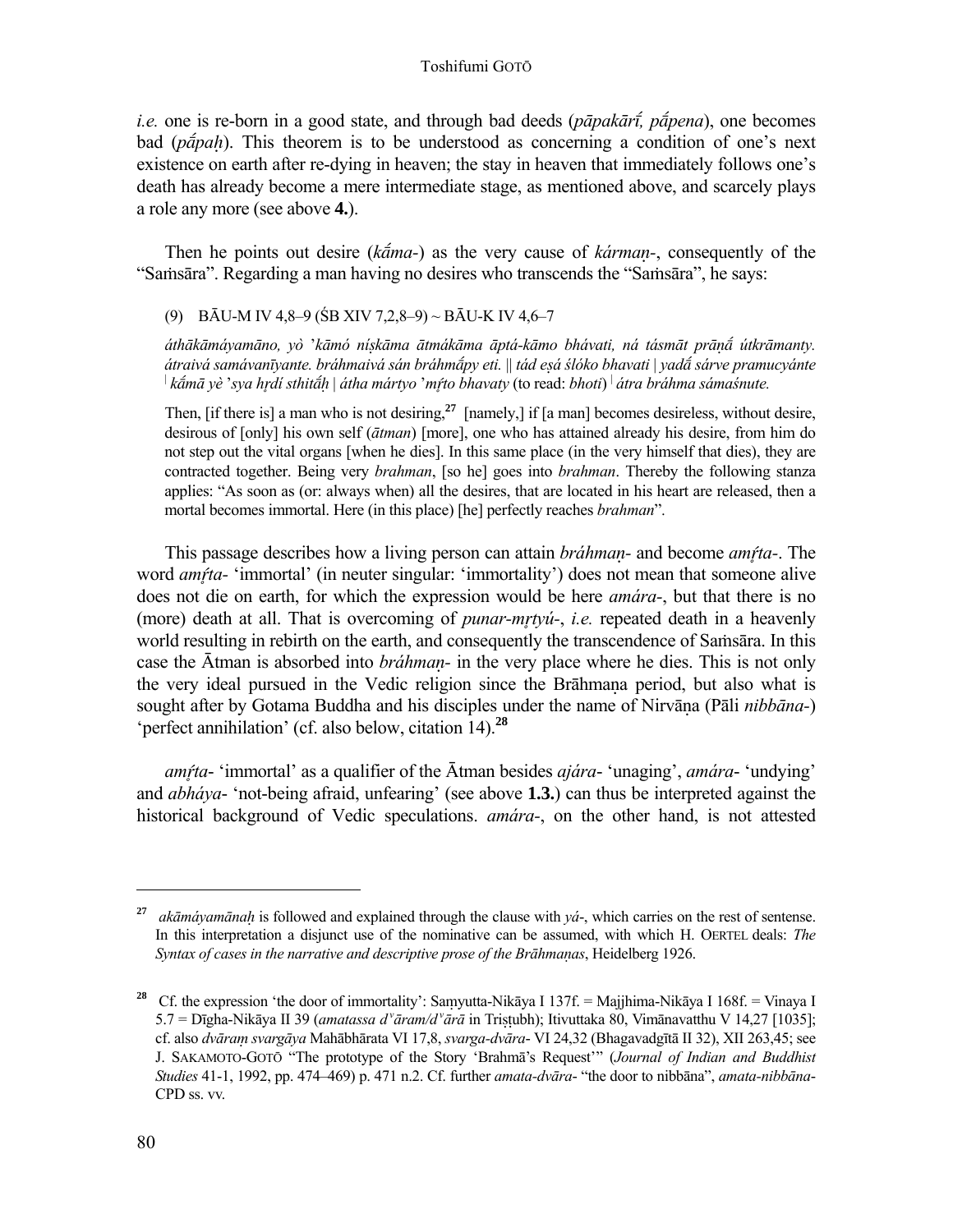*i.e.* one is re-born in a good state, and through bad deeds (*pāpakārī́, pā́pena*), one becomes bad (*pā́paḥ*). This theorem is to be understood as concerning a condition of one's next existence on earth after re-dying in heaven; the stay in heaven that immediately follows one's death has already become a mere intermediate stage, as mentioned above, and scarcely plays a role any more (see above **4.**).

Then he points out desire (*kā́ma-*) as the very cause of *kárman-*, consequently of the "Saṁsāra". Regarding a man having no desires who transcends the "Saṁsāra", he says:

(9) BĀU-M IV 4,8–9 (ŚB XIV 7,2,8–9) ~ BĀU-K IV 4,6–7

*áthākāmáyamāno, yò 'kāmó níṣkāma ātmákāma āptá-kāmo bhávati, ná tásmāt prāṇā́ útkrāmanty. átraivá samávanīyante. bráhmaivá sán bráhmā́py eti. || tád eṣá ślóko bhavati | yadā́ sárve pramucyánte | kā́mā yè 'sya hṛdí sthitā́ḥ | átha mártyo 'mṛ́to bhavaty* (to read: *bhoti*) | *átra bráhma sámaśnute.*

Then, [if there is] a man who is not desiring,[27] [namely,] if [a man] becomes desireless, without desire, desirous of [only] his own self (*ātman*) [more], one who has attained already his desire, from him do not step out the vital organs [when he dies]. In this same place (in the very himself that dies), they are contracted together. Being very *brahman*, [so he] goes into *brahman*. Thereby the following stanza applies: "As soon as (or: always when) all the desires, that are located in his heart are released, then a mortal becomes immortal. Here (in this place) [he] perfectly reaches *brahman*".

This passage describes how a living person can attain *bráhman-* and become *amṛ́ta-*. The word *amṛ́ta-* 'immortal' (in neuter singular: 'immortality') does not mean that someone alive does not die on earth, for which the expression would be here *amára-*, but that there is no (more) death at all. That is overcoming of *punar-mṛtyú-*, *i.e.* repeated death in a heavenly world resulting in rebirth on the earth, and consequently the transcendence of Saṁsāra. In this case the Ātman is absorbed into *bráhman-* in the very place where he dies. This is not only the very ideal pursued in the Vedic religion since the Brāhmaṇa period, but also what is sought after by Gotama Buddha and his disciples under the name of Nirvāṇa (Pāli *nibbāna-*) 'perfect annihilation' (cf. also below, citation 14).[28]

*amṛ́ta-* 'immortal' as a qualifier of the Ātman besides *ajára-* 'unaging', *amára-* 'undying' and *abháya-* 'not-being afraid, unfearing' (see above **1.3.**) can thus be interpreted against the historical background of Vedic speculations. *amára-*, on the other hand, is not attested

---

[27] *akāmáyamānaḥ* is followed and explained through the clause with *yá-*, which carries on the rest of sentense. In this interpretation a disjunct use of the nominative can be assumed, with which H. OERTEL deals: *The Syntax of cases in the narrative and descriptive prose of the Brāhmaṇas*, Heidelberg 1926.

[28] Cf. the expression 'the door of immortality': Saṃyutta-Nikāya I 137f. = Majjhima-Nikāya I 168f. = Vinaya I 5.7 = Dīgha-Nikāya II 39 (*amatassa dᵛāram/dᵛārā* in Triṣṭubh); Itivuttaka 80, Vimānavatthu V 14,27 [1035]; cf. also *dvāraṃ svargāya* Mahābhārata VI 17,8, *svarga-dvāra-* VI 24,32 (Bhagavadgītā II 32), XII 263,45; see J. SAKAMOTO-GOTŌ "The prototype of the Story 'Brahmā's Request'" (*Journal of Indian and Buddhist Studies* 41-1, 1992, pp. 474–469) p. 471 n.2. Cf. further *amata-dvāra-* "the door to nibbāna", *amata-nibbāna-* CPD ss. vv.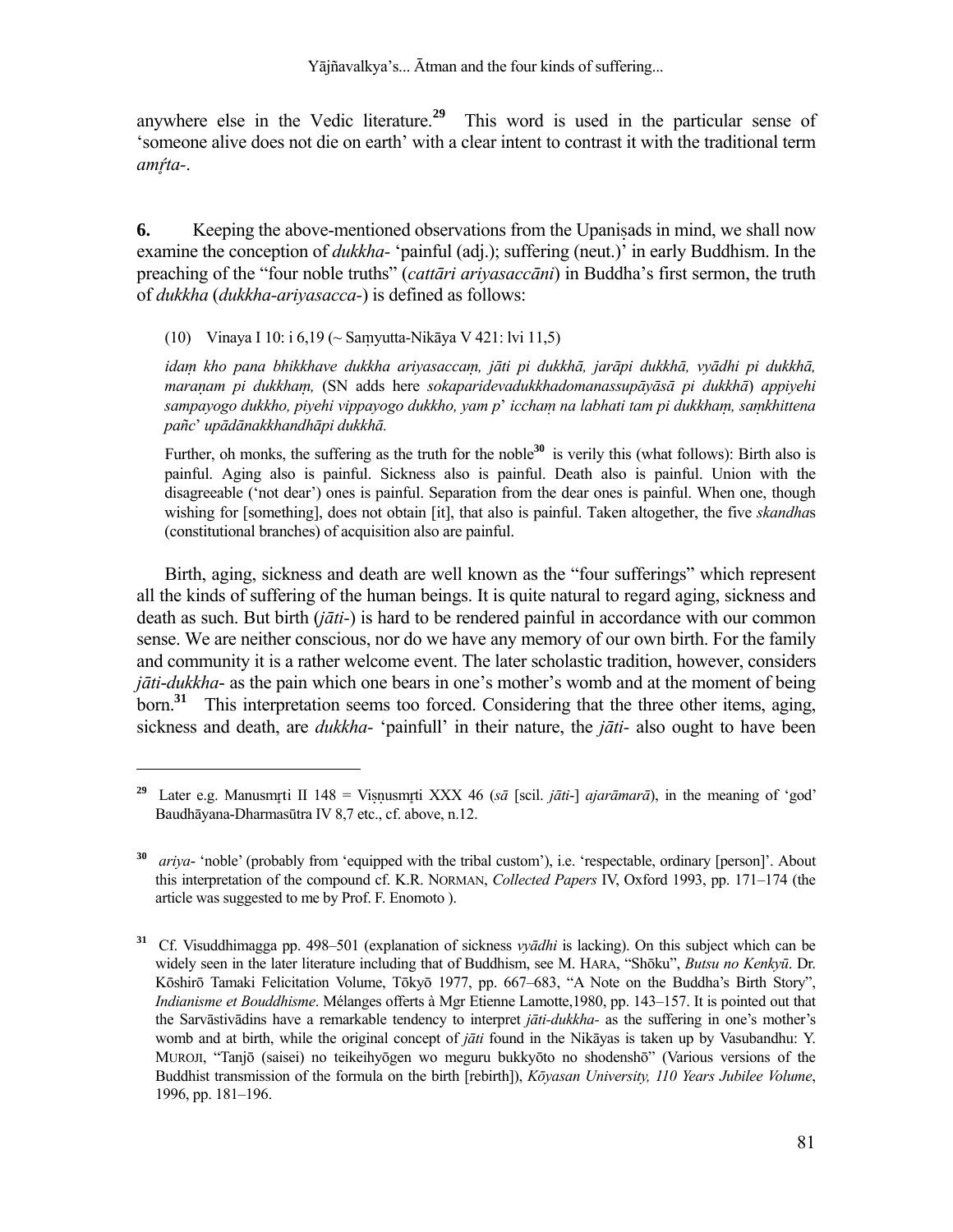anywhere else in the Vedic literature.[29] This word is used in the particular sense of 'someone alive does not die on earth' with a clear intent to contrast it with the traditional term *amŕ̥ta-*.

**6.** Keeping the above-mentioned observations from the Upaniṣads in mind, we shall now examine the conception of *dukkha-* 'painful (adj.); suffering (neut.)' in early Buddhism. In the preaching of the "four noble truths" (*cattāri ariyasaccāni*) in Buddha's first sermon, the truth of *dukkha* (*dukkha-ariyasacca-*) is defined as follows:

(10) Vinaya I 10: i 6,19 (~ Saṃyutta-Nikāya V 421: lvi 11,5)

*idaṃ kho pana bhikkhave dukkha ariyasaccaṃ, jāti pi dukkhā, jarāpi dukkhā, vyādhi pi dukkhā, maraṇam pi dukkhaṃ,* (SN adds here *sokaparidevadukkhadomanassupāyāsā pi dukkhā*) *appiyehi sampayogo dukkho, piyehi vippayogo dukkho, yam p' icchaṃ na labhati tam pi dukkhaṃ, saṃkhittena pañc' upādānakkhandhāpi dukkhā.*

Further, oh monks, the suffering as the truth for the noble[30] is verily this (what follows): Birth also is painful. Aging also is painful. Sickness also is painful. Death also is painful. Union with the disagreeable ('not dear') ones is painful. Separation from the dear ones is painful. When one, though wishing for [something], does not obtain [it], that also is painful. Taken altogether, the five *skandha*s (constitutional branches) of acquisition also are painful.

Birth, aging, sickness and death are well known as the "four sufferings" which represent all the kinds of suffering of the human beings. It is quite natural to regard aging, sickness and death as such. But birth (*jāti-*) is hard to be rendered painful in accordance with our common sense. We are neither conscious, nor do we have any memory of our own birth. For the family and community it is a rather welcome event. The later scholastic tradition, however, considers *jāti-dukkha-* as the pain which one bears in one's mother's womb and at the moment of being born.[31] This interpretation seems too forced. Considering that the three other items, aging, sickness and death, are *dukkha-* 'painfull' in their nature, the *jāti-* also ought to have been

---

[29] Later e.g. Manusmr̥ti II 148 = Viṣṇusmr̥ti XXX 46 (*sā* [scil. *jāti-*] *ajarāmarā*), in the meaning of 'god' Baudhāyana-Dharmasūtra IV 8,7 etc., cf. above, n.12.

[30] *ariya-* 'noble' (probably from 'equipped with the tribal custom'), i.e. 'respectable, ordinary [person]'. About this interpretation of the compound cf. K.R. NORMAN, *Collected Papers* IV, Oxford 1993, pp. 171–174 (the article was suggested to me by Prof. F. Enomoto ).

[31] Cf. Visuddhimagga pp. 498–501 (explanation of sickness *vyādhi* is lacking). On this subject which can be widely seen in the later literature including that of Buddhism, see M. HARA, "Shōku", *Butsu no Kenkyū*. Dr. Kōshirō Tamaki Felicitation Volume, Tōkyō 1977, pp. 667–683, "A Note on the Buddha's Birth Story", *Indianisme et Bouddhisme*. Mélanges offerts à Mgr Etienne Lamotte,1980, pp. 143–157. It is pointed out that the Sarvāstivādins have a remarkable tendency to interpret *jāti-dukkha-* as the suffering in one's mother's womb and at birth, while the original concept of *jāti* found in the Nikāyas is taken up by Vasubandhu: Y. MUROJI, "Tanjō (saisei) no teikeihyōgen wo meguru bukkyōto no shodenshō" (Various versions of the Buddhist transmission of the formula on the birth [rebirth]), *Kōyasan University, 110 Years Jubilee Volume*, 1996, pp. 181–196.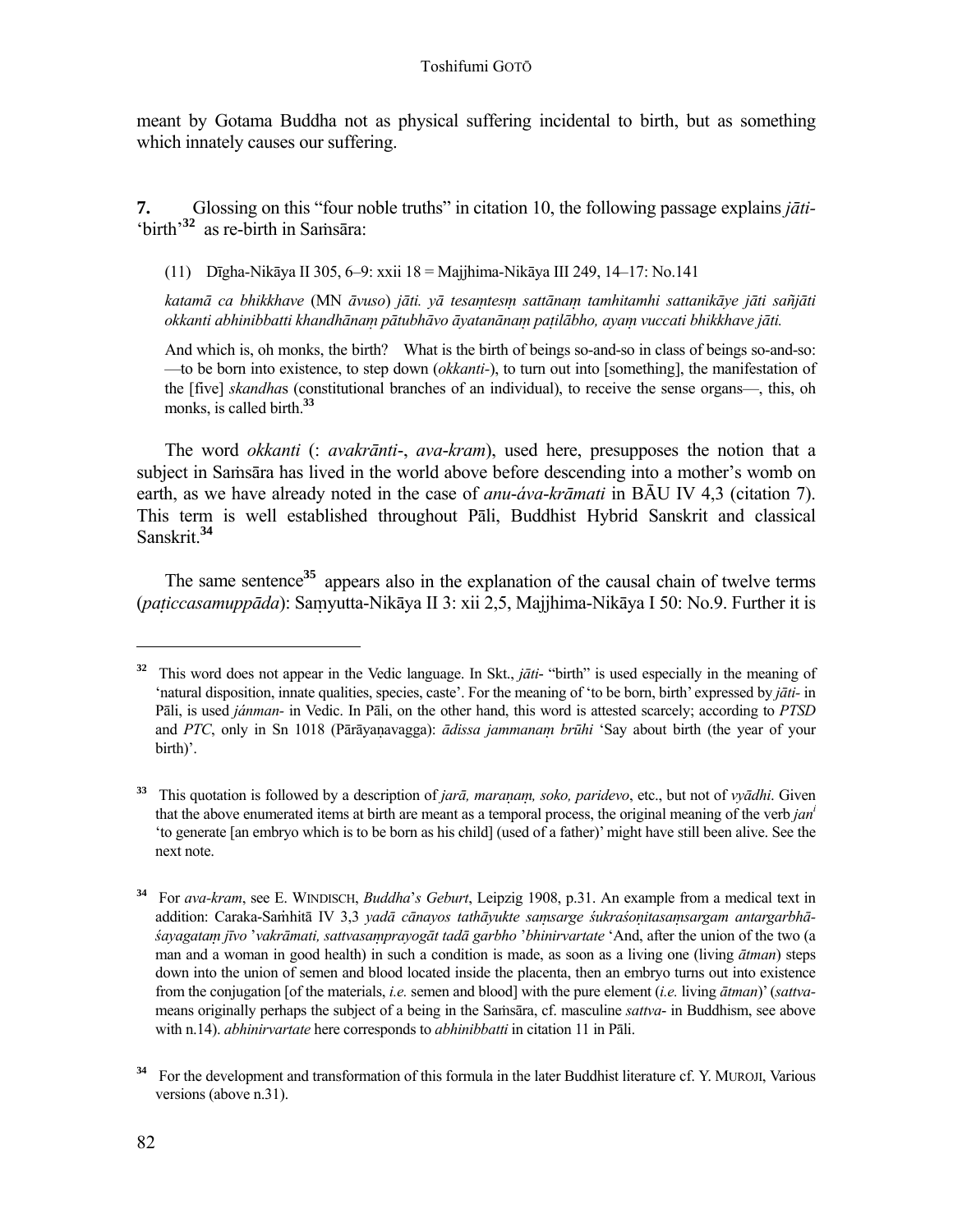meant by Gotama Buddha not as physical suffering incidental to birth, but as something which innately causes our suffering.

**7.** Glossing on this "four noble truths" in citation 10, the following passage explains *jāti-* 'birth'[32] as re-birth in Saṁsāra:

(11) Dīgha-Nikāya II 305, 6–9: xxii 18 = Majjhima-Nikāya III 249, 14–17: No.141

*katamā ca bhikkhave* (MN *āvuso*) *jāti. yā tesaṃtesṃ sattānaṃ tamhitamhi sattanikāye jāti sañjāti okkanti abhinibbatti khandhānaṃ pātubhāvo āyatanānaṃ paṭilābho, ayaṃ vuccati bhikkhave jāti.*

And which is, oh monks, the birth? What is the birth of beings so-and-so in class of beings so-and-so: —to be born into existence, to step down (*okkanti-*), to turn out into [something], the manifestation of the [five] *skandha*s (constitutional branches of an individual), to receive the sense organs—, this, oh monks, is called birth.[33]

The word *okkanti* (: *avakrānti-*, *ava-kram*), used here, presupposes the notion that a subject in Saṁsāra has lived in the world above before descending into a mother's womb on earth, as we have already noted in the case of *anu-áva-krāmati* in BĀU IV 4,3 (citation 7). This term is well established throughout Pāli, Buddhist Hybrid Sanskrit and classical Sanskrit.[34]

The same sentence[35] appears also in the explanation of the causal chain of twelve terms (*paṭiccasamuppāda*): Saṃyutta-Nikāya II 3: xii 2,5, Majjhima-Nikāya I 50: No.9. Further it is

---

[32] This word does not appear in the Vedic language. In Skt., *jāti-* "birth" is used especially in the meaning of 'natural disposition, innate qualities, species, caste'. For the meaning of 'to be born, birth' expressed by *jāti-* in Pāli, is used *jánman-* in Vedic. In Pāli, on the other hand, this word is attested scarcely; according to *PTSD* and *PTC*, only in Sn 1018 (Pārāyaṇavagga): *ādissa jammanaṃ brūhi* 'Say about birth (the year of your birth)'.

[33] This quotation is followed by a description of *jarā, maraṇaṃ, soko, paridevo*, etc., but not of *vyādhi*. Given that the above enumerated items at birth are meant as a temporal process, the original meaning of the verb *jan*[i] 'to generate [an embryo which is to be born as his child] (used of a father)' might have still been alive. See the next note.

[34] For *ava-kram*, see E. WINDISCH, *Buddha's Geburt*, Leipzig 1908, p.31. An example from a medical text in addition: Caraka-Saṁhitā IV 3,3 *yadā cānayos tathāyukte saṃsarge śukraśoṇitasaṃsargam antargarbhāśayagataṃ jīvo 'vakrāmati, sattvasaṃprayogāt tadā garbho 'bhinirvartate* 'And, after the union of the two (a man and a woman in good health) in such a condition is made, as soon as a living one (living *ātman*) steps down into the union of semen and blood located inside the placenta, then an embryo turns out into existence from the conjugation [of the materials, *i.e.* semen and blood] with the pure element (*i.e.* living *ātman*)' (*sattva-* means originally perhaps the subject of a being in the Saṁsāra, cf. masculine *sattva-* in Buddhism, see above with n.14). *abhinirvartate* here corresponds to *abhinibbatti* in citation 11 in Pāli.

[34] For the development and transformation of this formula in the later Buddhist literature cf. Y. MUROJI, Various versions (above n.31).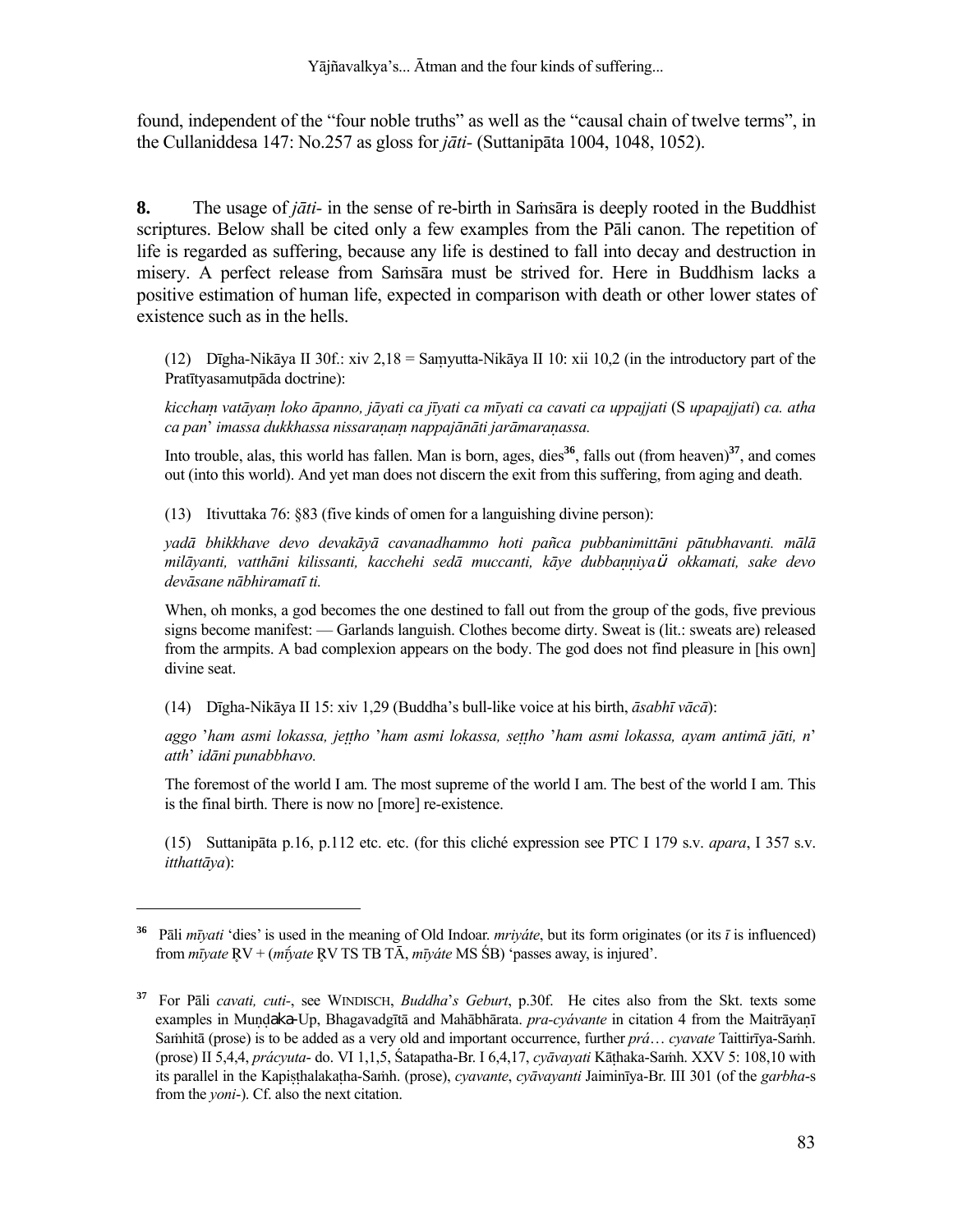found, independent of the "four noble truths" as well as the "causal chain of twelve terms", in the Cullaniddesa 147: No.257 as gloss for *jāti-* (Suttanipāta 1004, 1048, 1052).

**8.** The usage of *jāti-* in the sense of re-birth in Saṁsāra is deeply rooted in the Buddhist scriptures. Below shall be cited only a few examples from the Pāli canon. The repetition of life is regarded as suffering, because any life is destined to fall into decay and destruction in misery. A perfect release from Saṁsāra must be strived for. Here in Buddhism lacks a positive estimation of human life, expected in comparison with death or other lower states of existence such as in the hells.

(12) Dīgha-Nikāya II 30f.: xiv 2,18 = Saṃyutta-Nikāya II 10: xii 10,2 (in the introductory part of the Pratītyasamutpāda doctrine):

*kicchaṃ vatāyaṃ loko āpanno, jāyati ca jīyati ca mīyati ca cavati ca uppajjati* (S *upapajjati*) *ca. atha ca pan' imassa dukkhassa nissaraṇaṃ nappajānāti jarāmaraṇassa.*

Into trouble, alas, this world has fallen. Man is born, ages, dies[36], falls out (from heaven)[37], and comes out (into this world). And yet man does not discern the exit from this suffering, from aging and death.

(13) Itivuttaka 76: §83 (five kinds of omen for a languishing divine person):

*yadā bhikkhave devo devakāyā cavanadhammo hoti pañca pubbanimittāni pātubhavanti. mālā milāyanti, vatthāni kilissanti, kacchehi sedā muccanti, kāye dubbaṇṇiyaṃ okkamati, sake devo devāsane nābhiramatī ti.*

When, oh monks, a god becomes the one destined to fall out from the group of the gods, five previous signs become manifest: — Garlands languish. Clothes become dirty. Sweat is (lit.: sweats are) released from the armpits. A bad complexion appears on the body. The god does not find pleasure in [his own] divine seat.

(14) Dīgha-Nikāya II 15: xiv 1,29 (Buddha's bull-like voice at his birth, *āsabhī vācā*):

*aggo 'ham asmi lokassa, jeṭṭho 'ham asmi lokassa, seṭṭho 'ham asmi lokassa, ayam antimā jāti, n' atth' idāni punabbhavo.*

The foremost of the world I am. The most supreme of the world I am. The best of the world I am. This is the final birth. There is now no [more] re-existence.

(15) Suttanipāta p.16, p.112 etc. etc. (for this cliché expression see PTC I 179 s.v. *apara*, I 357 s.v. *itthattāya*):

---

[36] Pāli *mīyati* 'dies' is used in the meaning of Old Indoar. *mriyáte*, but its form originates (or its *ī* is influenced) from *mīyate* ṚV + (*mī́yate* ṚV TS TB TĀ, *mīyáte* MS ŚB) 'passes away, is injured'.

[37] For Pāli *cavati, cuti-*, see WINDISCH, *Buddha's Geburt*, p.30f. He cites also from the Skt. texts some examples in Muṇḍaka-Up, Bhagavadgītā and Mahābhārata. *pra-cyávante* in citation 4 from the Maitrāyaṇī Saṁhitā (prose) is to be added as a very old and important occurrence, further *prá… cyavate* Taittirīya-Saṁh. (prose) II 5,4,4, *prácyuta-* do. VI 1,1,5, Śatapatha-Br. I 6,4,17, *cyāvayati* Kāṭhaka-Saṁh. XXV 5: 108,10 with its parallel in the Kapiṣṭhalakaṭha-Saṁh. (prose), *cyavante*, *cyāvayanti* Jaiminīya-Br. III 301 (of the *garbha*-s from the *yoni-*). Cf. also the next citation.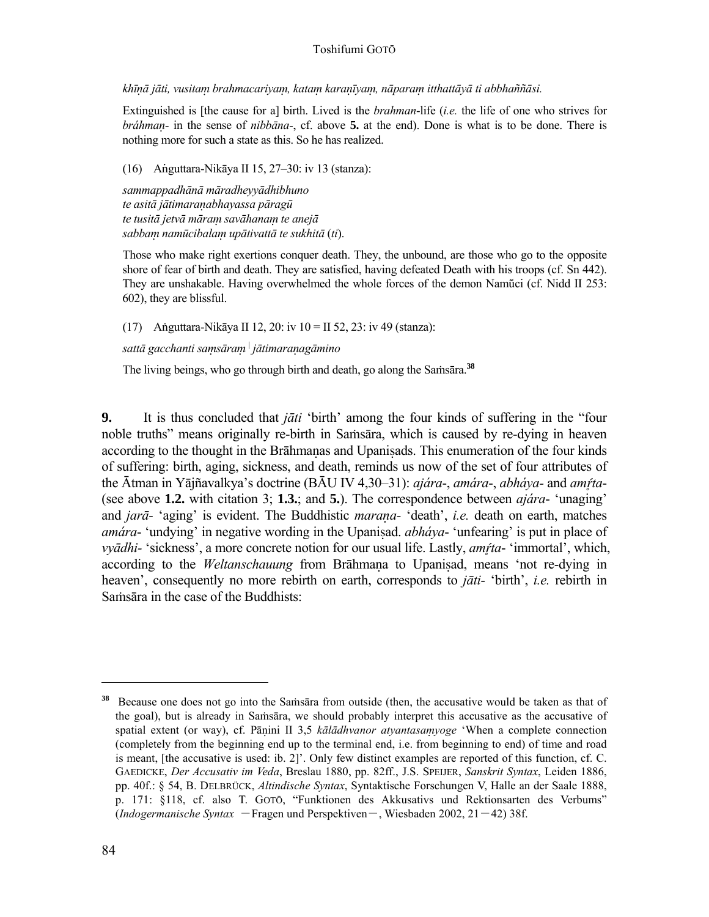*khīṇā jāti, vusitaṃ brahmacariyaṃ, kataṃ karaṇīyaṃ, nāparaṃ itthattāyā ti abbhaññāsi.*

Extinguished is [the cause for a] birth. Lived is the *brahman*-life (*i.e.* the life of one who strives for *bráhmaṇ-* in the sense of *nibbāna-*, cf. above **5.** at the end). Done is what is to be done. There is nothing more for such a state as this. So he has realized.

(16) Aṅguttara-Nikāya II 15, 27–30: iv 13 (stanza):

*sammappadhānā māradheyyādhibhuno*
*te asitā jātimaraṇabhayassa pāragū*
*te tusitā jetvā māraṃ savāhanaṃ te anejā*
*sabbaṃ namūcibalaṃ upātivattā te sukhitā* (*ti*).

Those who make right exertions conquer death. They, the unbound, are those who go to the opposite shore of fear of birth and death. They are satisfied, having defeated Death with his troops (cf. Sn 442). They are unshakable. Having overwhelmed the whole forces of the demon Namŭci (cf. Nidd II 253: 602), they are blissful.

(17) Aṅguttara-Nikāya II 12, 20: iv 10 = II 52, 23: iv 49 (stanza):

*sattā gacchanti saṃsāraṃ | jātimaraṇagāmino*

The living beings, who go through birth and death, go along the Saṁsāra.[38]

**9.** It is thus concluded that *jāti* 'birth' among the four kinds of suffering in the "four noble truths" means originally re-birth in Saṁsāra, which is caused by re-dying in heaven according to the thought in the Brāhmaṇas and Upaniṣads. This enumeration of the four kinds of suffering: birth, aging, sickness, and death, reminds us now of the set of four attributes of the Ātman in Yājñavalkya's doctrine (BĀU IV 4,30–31): *ajára-*, *amára-*, *abháya-* and *amŕ̥ta-* (see above **1.2.** with citation 3; **1.3.**; and **5.**). The correspondence between *ajára-* 'unaging' and *jarā-* 'aging' is evident. The Buddhistic *maraṇa-* 'death', *i.e.* death on earth, matches *amára-* 'undying' in negative wording in the Upaniṣad. *abháya-* 'unfearing' is put in place of *vyādhi-* 'sickness', a more concrete notion for our usual life. Lastly, *amŕ̥ta-* 'immortal', which, according to the *Weltanschauung* from Brāhmaṇa to Upaniṣad, means 'not re-dying in heaven', consequently no more rebirth on earth, corresponds to *jāti-* 'birth', *i.e.* rebirth in Saṁsāra in the case of the Buddhists:

---

[38] Because one does not go into the Saṁsāra from outside (then, the accusative would be taken as that of the goal), but is already in Saṁsāra, we should probably interpret this accusative as the accusative of spatial extent (or way), cf. Pāṇini II 3,5 *kālādhvanor atyantasaṃyoge* 'When a complete connection (completely from the beginning end up to the terminal end, i.e. from beginning to end) of time and road is meant, [the accusative is used: ib. 2]'. Only few distinct examples are reported of this function, cf. C. GAEDICKE, *Der Accusativ im Veda*, Breslau 1880, pp. 82ff., J.S. SPEIJER, *Sanskrit Syntax*, Leiden 1886, pp. 40f.: § 54, B. DELBRÜCK, *Altindische Syntax*, Syntaktische Forschungen V, Halle an der Saale 1888, p. 171: §118, cf. also T. GOTŌ, "Funktionen des Akkusativs und Rektionsarten des Verbums" (*Indogermanische Syntax* —Fragen und Perspektiven—, Wiesbaden 2002, 21—42) 38f.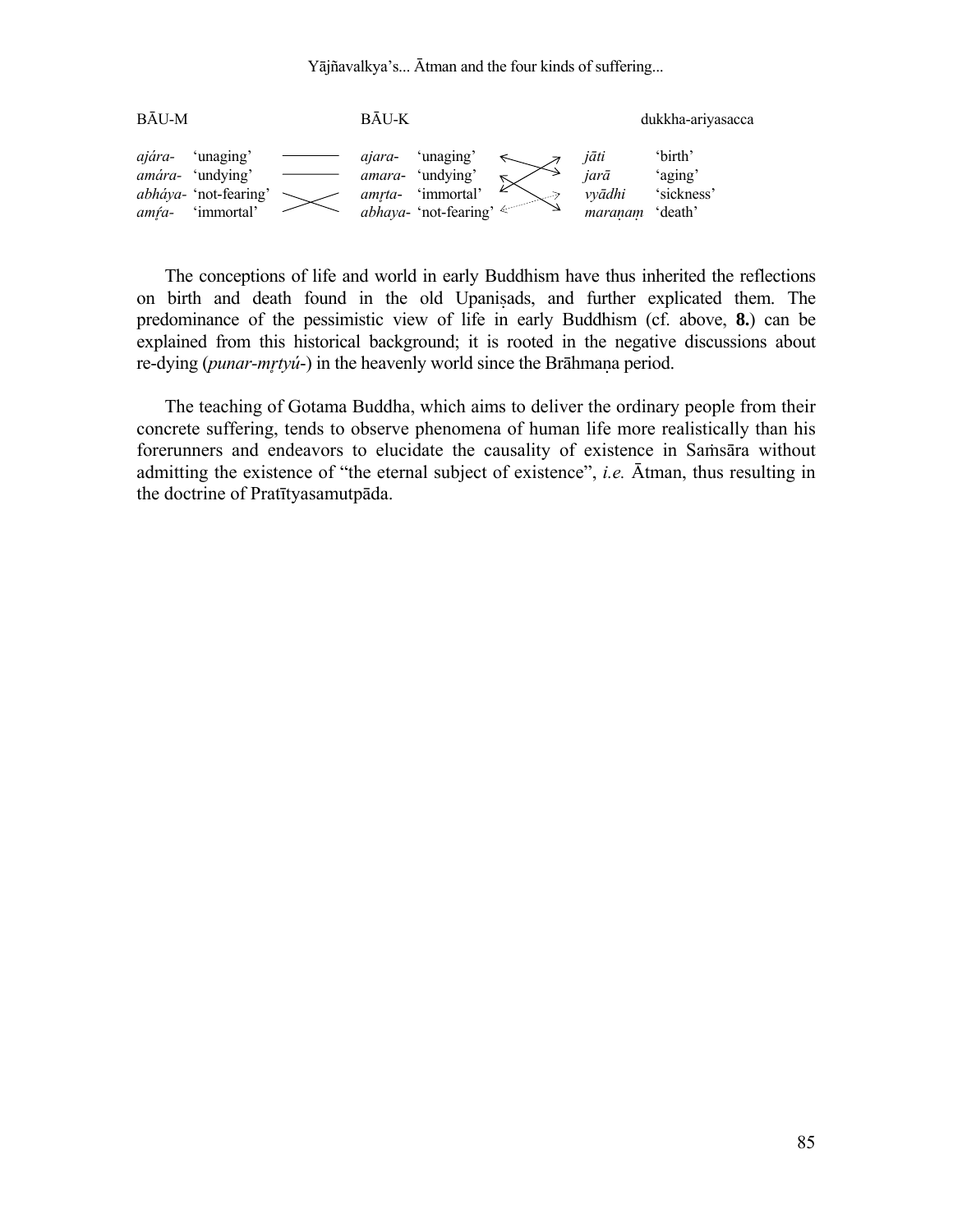| BĀU-M | | BĀU-K | | dukkha-ariyasacca | |
|---|---|---|---|---|---|
| *ajára-* | 'unaging' | *ajara-* | 'unaging' | *jāti* | 'birth' |
| *amára-* | 'undying' | *amara-* | 'undying' | *jarā* | 'aging' |
| *abháya-* | 'not-fearing' | *amṛta-* | 'immortal' | *vyādhi* | 'sickness' |
| *amṛ́ta-* | 'immortal' | *abhaya-* | 'not-fearing' | *maraṇaṃ* | 'death' |

The conceptions of life and world in early Buddhism have thus inherited the reflections on birth and death found in the old Upaniṣads, and further explicated them. The predominance of the pessimistic view of life in early Buddhism (cf. above, **8.**) can be explained from this historical background; it is rooted in the negative discussions about re-dying (*punar-mṛtyú-*) in the heavenly world since the Brāhmaṇa period.

The teaching of Gotama Buddha, which aims to deliver the ordinary people from their concrete suffering, tends to observe phenomena of human life more realistically than his forerunners and endeavors to elucidate the causality of existence in Saṁsāra without admitting the existence of "the eternal subject of existence", *i.e.* Ātman, thus resulting in the doctrine of Pratītyasamutpāda.